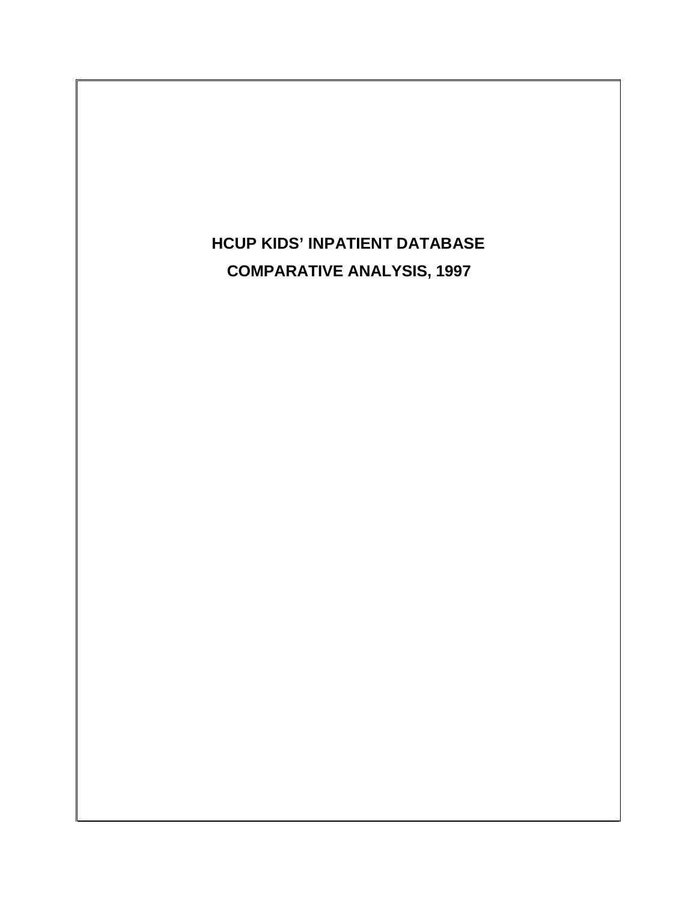# HCUP KIDS' INPATIENT DATABASE

# COMPARATIVE ANALYSIS, 1997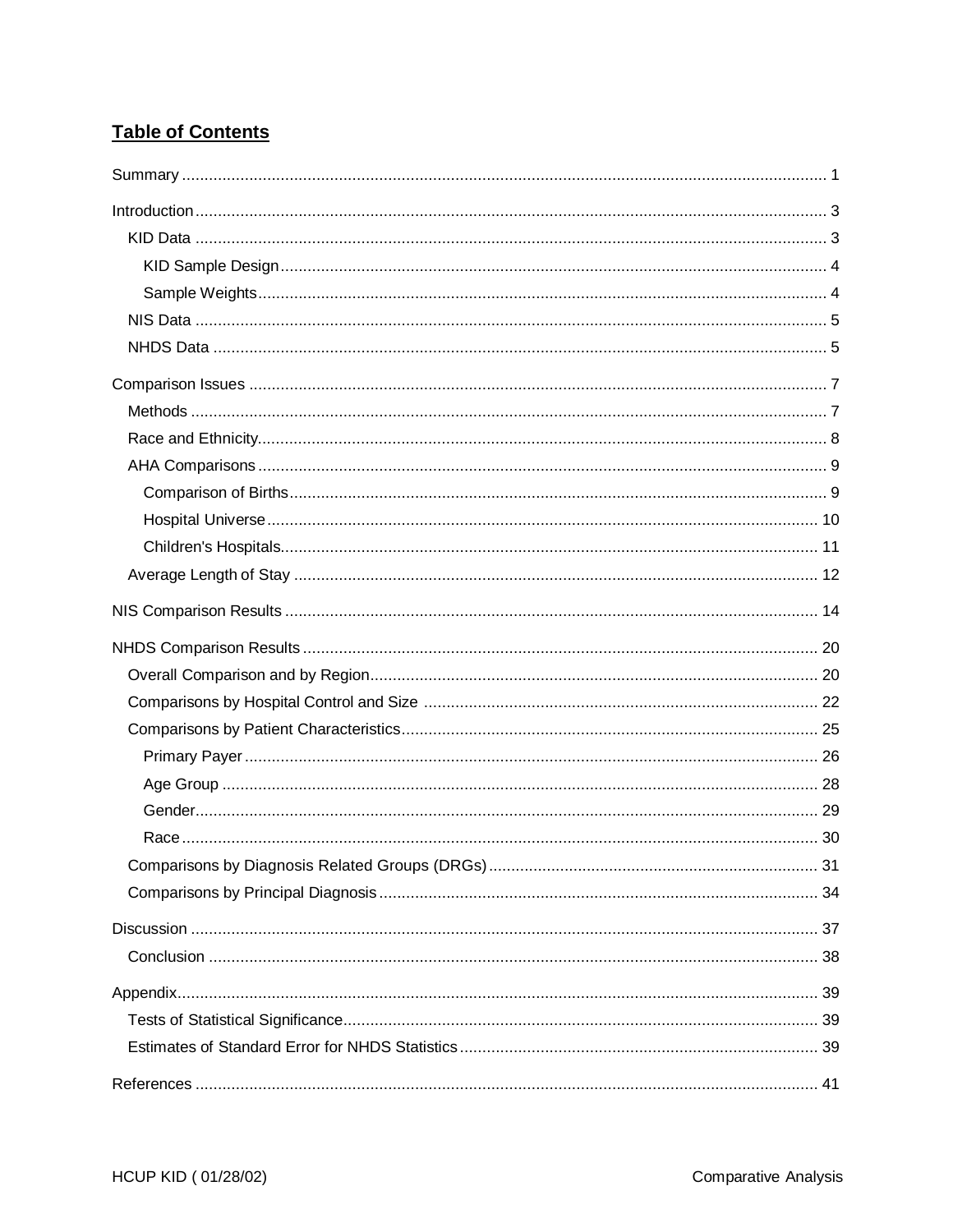## Table of Contents

- Summary ..... 1
- Introduction ..... 3
  - KID Data ..... 3
    - KID Sample Design ..... 4
    - Sample Weights ..... 4
  - NIS Data ..... 5
  - NHDS Data ..... 5
- Comparison Issues ..... 7
  - Methods ..... 7
  - Race and Ethnicity ..... 8
  - AHA Comparisons ..... 9
    - Comparison of Births ..... 9
    - Hospital Universe ..... 10
    - Children's Hospitals ..... 11
  - Average Length of Stay ..... 12
- NIS Comparison Results ..... 14
- NHDS Comparison Results ..... 20
  - Overall Comparison and by Region ..... 20
  - Comparisons by Hospital Control and Size ..... 22
  - Comparisons by Patient Characteristics ..... 25
    - Primary Payer ..... 26
    - Age Group ..... 28
    - Gender ..... 29
    - Race ..... 30
  - Comparisons by Diagnosis Related Groups (DRGs) ..... 31
  - Comparisons by Principal Diagnosis ..... 34
- Discussion ..... 37
  - Conclusion ..... 38
- Appendix ..... 39
  - Tests of Statistical Significance ..... 39
  - Estimates of Standard Error for NHDS Statistics ..... 39
- References ..... 41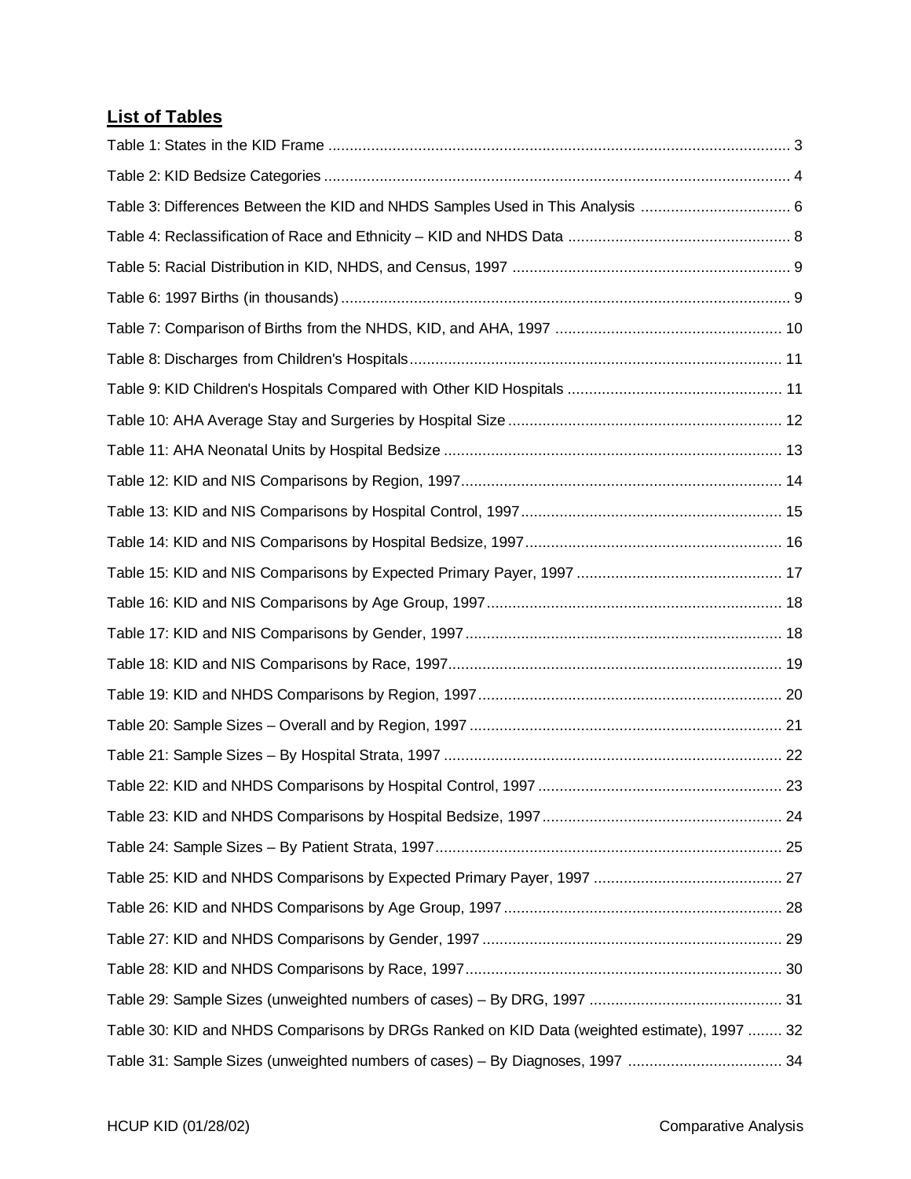## List of Tables

Table 1: States in the KID Frame ............................................................................................................ 3

Table 2: KID Bedsize Categories ............................................................................................................. 4

Table 3: Differences Between the KID and NHDS Samples Used in This Analysis ................................... 6

Table 4: Reclassification of Race and Ethnicity – KID and NHDS Data .................................................... 8

Table 5: Racial Distribution in KID, NHDS, and Census, 1997 ................................................................. 9

Table 6: 1997 Births (in thousands) ......................................................................................................... 9

Table 7: Comparison of Births from the NHDS, KID, and AHA, 1997 ..................................................... 10

Table 8: Discharges from Children's Hospitals ....................................................................................... 11

Table 9: KID Children's Hospitals Compared with Other KID Hospitals .................................................. 11

Table 10: AHA Average Stay and Surgeries by Hospital Size ................................................................ 12

Table 11: AHA Neonatal Units by Hospital Bedsize ............................................................................... 13

Table 12: KID and NIS Comparisons by Region, 1997 ........................................................................... 14

Table 13: KID and NIS Comparisons by Hospital Control, 1997 ............................................................. 15

Table 14: KID and NIS Comparisons by Hospital Bedsize, 1997 ............................................................ 16

Table 15: KID and NIS Comparisons by Expected Primary Payer, 1997 ................................................ 17

Table 16: KID and NIS Comparisons by Age Group, 1997 ..................................................................... 18

Table 17: KID and NIS Comparisons by Gender, 1997 .......................................................................... 18

Table 18: KID and NIS Comparisons by Race, 1997 .............................................................................. 19

Table 19: KID and NHDS Comparisons by Region, 1997 ....................................................................... 20

Table 20: Sample Sizes – Overall and by Region, 1997 ......................................................................... 21

Table 21: Sample Sizes – By Hospital Strata, 1997 ............................................................................... 22

Table 22: KID and NHDS Comparisons by Hospital Control, 1997 ......................................................... 23

Table 23: KID and NHDS Comparisons by Hospital Bedsize, 1997 ........................................................ 24

Table 24: Sample Sizes – By Patient Strata, 1997 ................................................................................. 25

Table 25: KID and NHDS Comparisons by Expected Primary Payer, 1997 ............................................ 27

Table 26: KID and NHDS Comparisons by Age Group, 1997 ................................................................. 28

Table 27: KID and NHDS Comparisons by Gender, 1997 ...................................................................... 29

Table 28: KID and NHDS Comparisons by Race, 1997 .......................................................................... 30

Table 29: Sample Sizes (unweighted numbers of cases) – By DRG, 1997 ............................................. 31

Table 30: KID and NHDS Comparisons by DRGs Ranked on KID Data (weighted estimate), 1997 ........ 32

Table 31: Sample Sizes (unweighted numbers of cases) – By Diagnoses, 1997 .................................... 34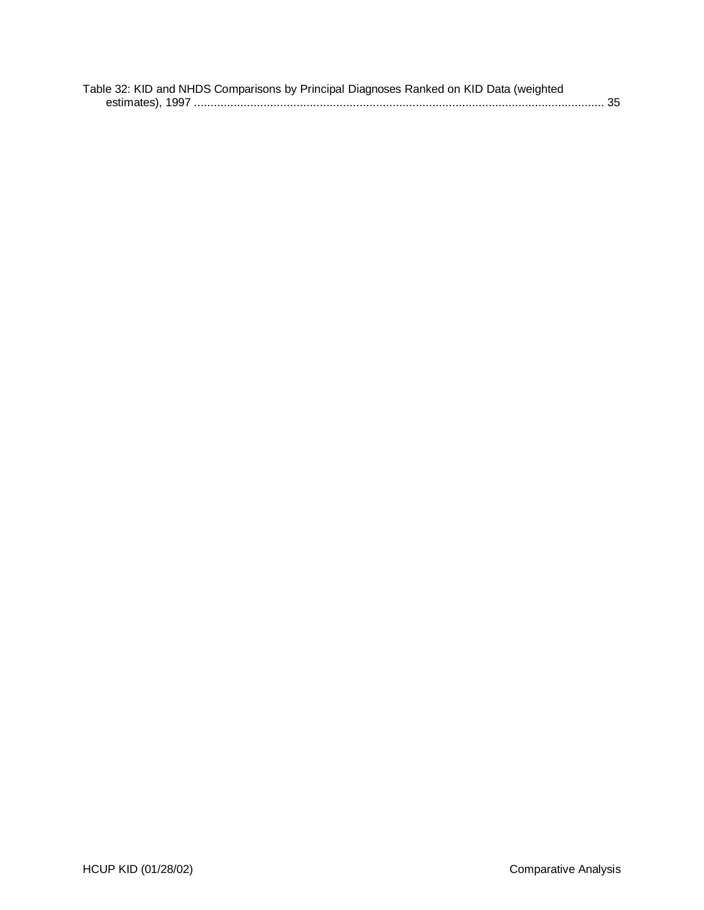Table 32: KID and NHDS Comparisons by Principal Diagnoses Ranked on KID Data (weighted estimates), 1997 ............................................................................................................................ 35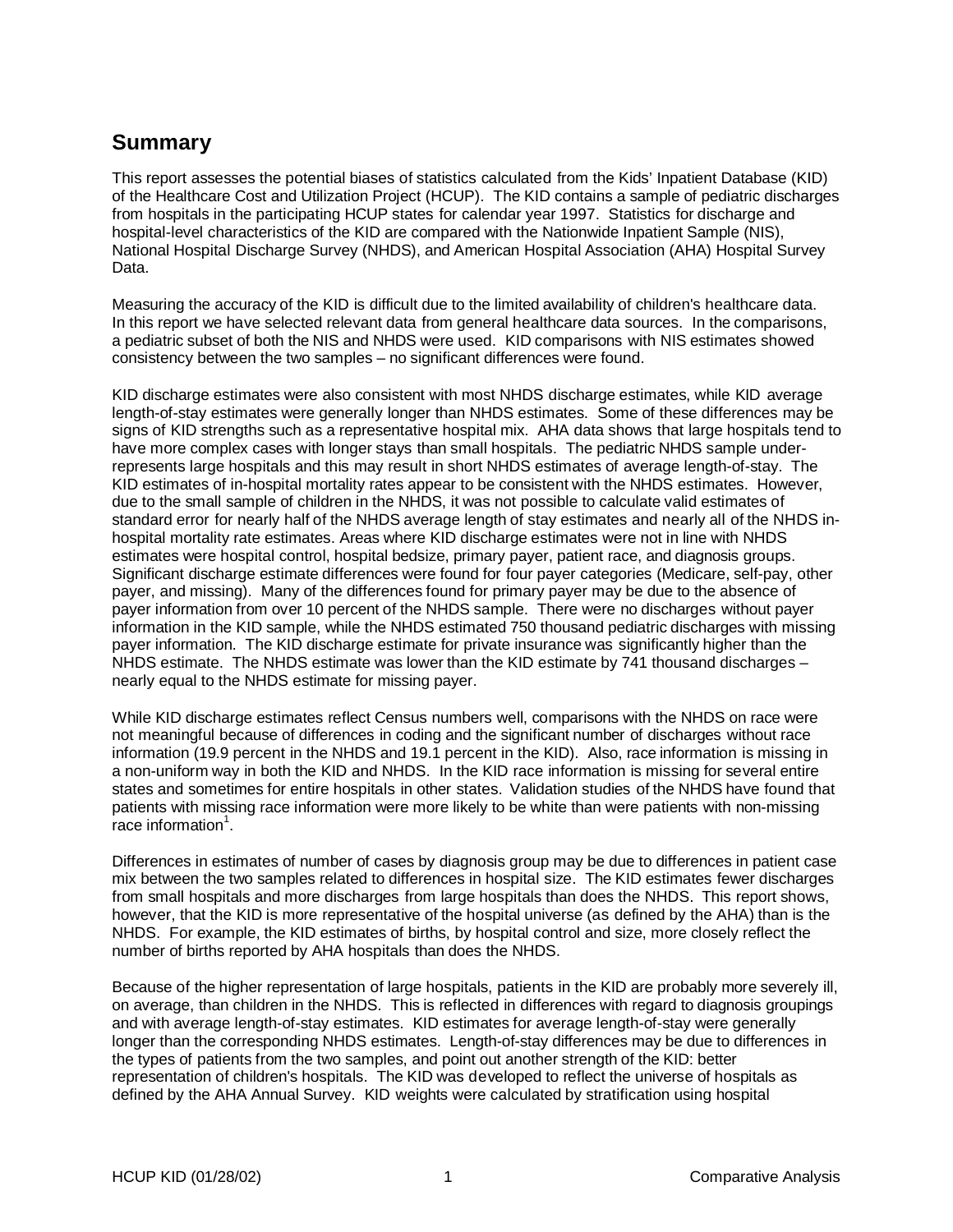## Summary

This report assesses the potential biases of statistics calculated from the Kids' Inpatient Database (KID) of the Healthcare Cost and Utilization Project (HCUP). The KID contains a sample of pediatric discharges from hospitals in the participating HCUP states for calendar year 1997. Statistics for discharge and hospital-level characteristics of the KID are compared with the Nationwide Inpatient Sample (NIS), National Hospital Discharge Survey (NHDS), and American Hospital Association (AHA) Hospital Survey Data.

Measuring the accuracy of the KID is difficult due to the limited availability of children's healthcare data. In this report we have selected relevant data from general healthcare data sources. In the comparisons, a pediatric subset of both the NIS and NHDS were used. KID comparisons with NIS estimates showed consistency between the two samples – no significant differences were found.

KID discharge estimates were also consistent with most NHDS discharge estimates, while KID average length-of-stay estimates were generally longer than NHDS estimates. Some of these differences may be signs of KID strengths such as a representative hospital mix. AHA data shows that large hospitals tend to have more complex cases with longer stays than small hospitals. The pediatric NHDS sample under-represents large hospitals and this may result in short NHDS estimates of average length-of-stay. The KID estimates of in-hospital mortality rates appear to be consistent with the NHDS estimates. However, due to the small sample of children in the NHDS, it was not possible to calculate valid estimates of standard error for nearly half of the NHDS average length of stay estimates and nearly all of the NHDS in-hospital mortality rate estimates. Areas where KID discharge estimates were not in line with NHDS estimates were hospital control, hospital bedsize, primary payer, patient race, and diagnosis groups. Significant discharge estimate differences were found for four payer categories (Medicare, self-pay, other payer, and missing). Many of the differences found for primary payer may be due to the absence of payer information from over 10 percent of the NHDS sample. There were no discharges without payer information in the KID sample, while the NHDS estimated 750 thousand pediatric discharges with missing payer information. The KID discharge estimate for private insurance was significantly higher than the NHDS estimate. The NHDS estimate was lower than the KID estimate by 741 thousand discharges – nearly equal to the NHDS estimate for missing payer.

While KID discharge estimates reflect Census numbers well, comparisons with the NHDS on race were not meaningful because of differences in coding and the significant number of discharges without race information (19.9 percent in the NHDS and 19.1 percent in the KID). Also, race information is missing in a non-uniform way in both the KID and NHDS. In the KID race information is missing for several entire states and sometimes for entire hospitals in other states. Validation studies of the NHDS have found that patients with missing race information were more likely to be white than were patients with non-missing race information[1].

Differences in estimates of number of cases by diagnosis group may be due to differences in patient case mix between the two samples related to differences in hospital size. The KID estimates fewer discharges from small hospitals and more discharges from large hospitals than does the NHDS. This report shows, however, that the KID is more representative of the hospital universe (as defined by the AHA) than is the NHDS. For example, the KID estimates of births, by hospital control and size, more closely reflect the number of births reported by AHA hospitals than does the NHDS.

Because of the higher representation of large hospitals, patients in the KID are probably more severely ill, on average, than children in the NHDS. This is reflected in differences with regard to diagnosis groupings and with average length-of-stay estimates. KID estimates for average length-of-stay were generally longer than the corresponding NHDS estimates. Length-of-stay differences may be due to differences in the types of patients from the two samples, and point out another strength of the KID: better representation of children's hospitals. The KID was developed to reflect the universe of hospitals as defined by the AHA Annual Survey. KID weights were calculated by stratification using hospital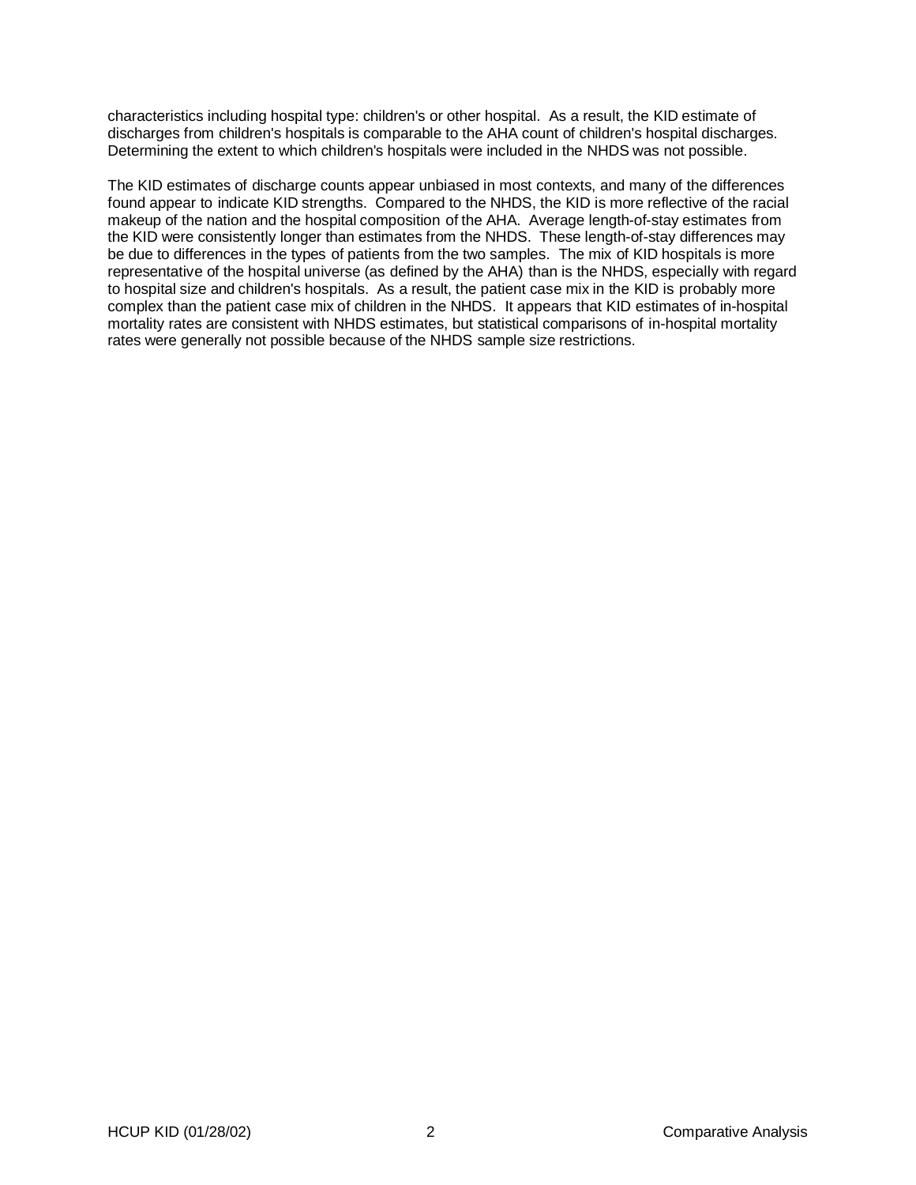characteristics including hospital type: children's or other hospital. As a result, the KID estimate of discharges from children's hospitals is comparable to the AHA count of children's hospital discharges. Determining the extent to which children's hospitals were included in the NHDS was not possible.

The KID estimates of discharge counts appear unbiased in most contexts, and many of the differences found appear to indicate KID strengths. Compared to the NHDS, the KID is more reflective of the racial makeup of the nation and the hospital composition of the AHA. Average length-of-stay estimates from the KID were consistently longer than estimates from the NHDS. These length-of-stay differences may be due to differences in the types of patients from the two samples. The mix of KID hospitals is more representative of the hospital universe (as defined by the AHA) than is the NHDS, especially with regard to hospital size and children's hospitals. As a result, the patient case mix in the KID is probably more complex than the patient case mix of children in the NHDS. It appears that KID estimates of in-hospital mortality rates are consistent with NHDS estimates, but statistical comparisons of in-hospital mortality rates were generally not possible because of the NHDS sample size restrictions.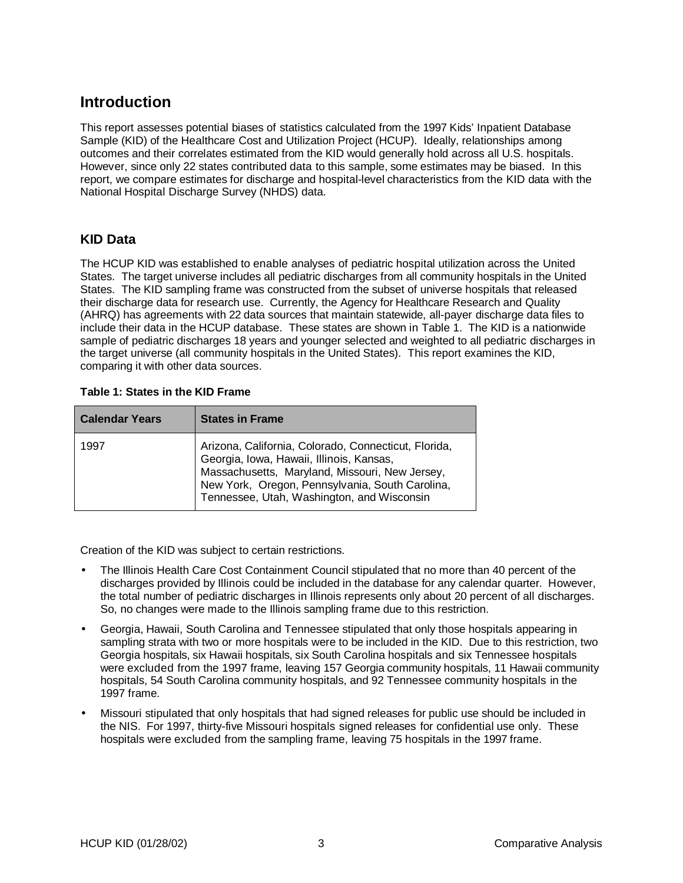## Introduction

This report assesses potential biases of statistics calculated from the 1997 Kids' Inpatient Database Sample (KID) of the Healthcare Cost and Utilization Project (HCUP). Ideally, relationships among outcomes and their correlates estimated from the KID would generally hold across all U.S. hospitals. However, since only 22 states contributed data to this sample, some estimates may be biased. In this report, we compare estimates for discharge and hospital-level characteristics from the KID data with the National Hospital Discharge Survey (NHDS) data.

### KID Data

The HCUP KID was established to enable analyses of pediatric hospital utilization across the United States. The target universe includes all pediatric discharges from all community hospitals in the United States. The KID sampling frame was constructed from the subset of universe hospitals that released their discharge data for research use. Currently, the Agency for Healthcare Research and Quality (AHRQ) has agreements with 22 data sources that maintain statewide, all-payer discharge data files to include their data in the HCUP database. These states are shown in Table 1. The KID is a nationwide sample of pediatric discharges 18 years and younger selected and weighted to all pediatric discharges in the target universe (all community hospitals in the United States). This report examines the KID, comparing it with other data sources.

**Table 1: States in the KID Frame**

| Calendar Years | States in Frame |
|---|---|
| 1997 | Arizona, California, Colorado, Connecticut, Florida, Georgia, Iowa, Hawaii, Illinois, Kansas, Massachusetts, Maryland, Missouri, New Jersey, New York, Oregon, Pennsylvania, South Carolina, Tennessee, Utah, Washington, and Wisconsin |

Creation of the KID was subject to certain restrictions.

- The Illinois Health Care Cost Containment Council stipulated that no more than 40 percent of the discharges provided by Illinois could be included in the database for any calendar quarter. However, the total number of pediatric discharges in Illinois represents only about 20 percent of all discharges. So, no changes were made to the Illinois sampling frame due to this restriction.
- Georgia, Hawaii, South Carolina and Tennessee stipulated that only those hospitals appearing in sampling strata with two or more hospitals were to be included in the KID. Due to this restriction, two Georgia hospitals, six Hawaii hospitals, six South Carolina hospitals and six Tennessee hospitals were excluded from the 1997 frame, leaving 157 Georgia community hospitals, 11 Hawaii community hospitals, 54 South Carolina community hospitals, and 92 Tennessee community hospitals in the 1997 frame.
- Missouri stipulated that only hospitals that had signed releases for public use should be included in the NIS. For 1997, thirty-five Missouri hospitals signed releases for confidential use only. These hospitals were excluded from the sampling frame, leaving 75 hospitals in the 1997 frame.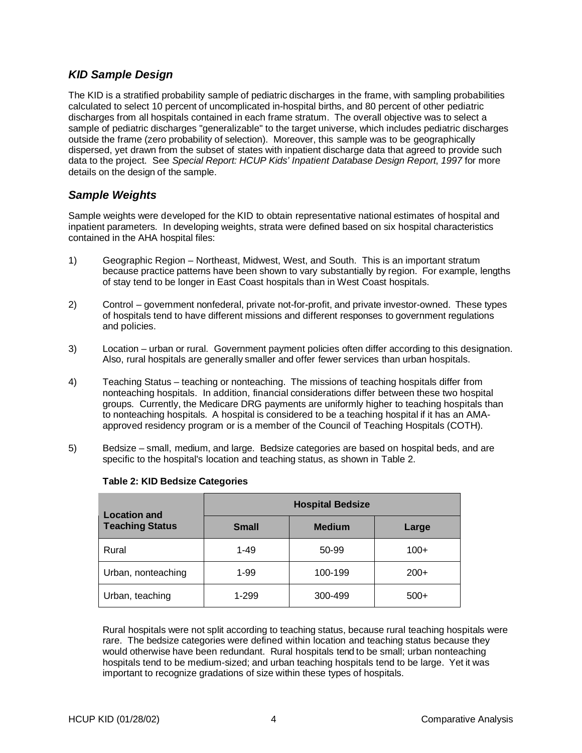## *KID Sample Design*

The KID is a stratified probability sample of pediatric discharges in the frame, with sampling probabilities calculated to select 10 percent of uncomplicated in-hospital births, and 80 percent of other pediatric discharges from all hospitals contained in each frame stratum. The overall objective was to select a sample of pediatric discharges "generalizable" to the target universe, which includes pediatric discharges outside the frame (zero probability of selection). Moreover, this sample was to be geographically dispersed, yet drawn from the subset of states with inpatient discharge data that agreed to provide such data to the project. See *Special Report: HCUP Kids' Inpatient Database Design Report*, *1997* for more details on the design of the sample.

## *Sample Weights*

Sample weights were developed for the KID to obtain representative national estimates of hospital and inpatient parameters. In developing weights, strata were defined based on six hospital characteristics contained in the AHA hospital files:

1) Geographic Region – Northeast, Midwest, West, and South. This is an important stratum because practice patterns have been shown to vary substantially by region. For example, lengths of stay tend to be longer in East Coast hospitals than in West Coast hospitals.

2) Control – government nonfederal, private not-for-profit, and private investor-owned. These types of hospitals tend to have different missions and different responses to government regulations and policies.

3) Location – urban or rural. Government payment policies often differ according to this designation. Also, rural hospitals are generally smaller and offer fewer services than urban hospitals.

4) Teaching Status – teaching or nonteaching. The missions of teaching hospitals differ from nonteaching hospitals. In addition, financial considerations differ between these two hospital groups. Currently, the Medicare DRG payments are uniformly higher to teaching hospitals than to nonteaching hospitals. A hospital is considered to be a teaching hospital if it has an AMA-approved residency program or is a member of the Council of Teaching Hospitals (COTH).

5) Bedsize – small, medium, and large. Bedsize categories are based on hospital beds, and are specific to the hospital's location and teaching status, as shown in Table 2.

**Table 2: KID Bedsize Categories**

| Location and Teaching Status | Hospital Bedsize | | |
|---|---|---|---|
| | Small | Medium | Large |
| Rural | 1-49 | 50-99 | 100+ |
| Urban, nonteaching | 1-99 | 100-199 | 200+ |
| Urban, teaching | 1-299 | 300-499 | 500+ |

Rural hospitals were not split according to teaching status, because rural teaching hospitals were rare. The bedsize categories were defined within location and teaching status because they would otherwise have been redundant. Rural hospitals tend to be small; urban nonteaching hospitals tend to be medium-sized; and urban teaching hospitals tend to be large. Yet it was important to recognize gradations of size within these types of hospitals.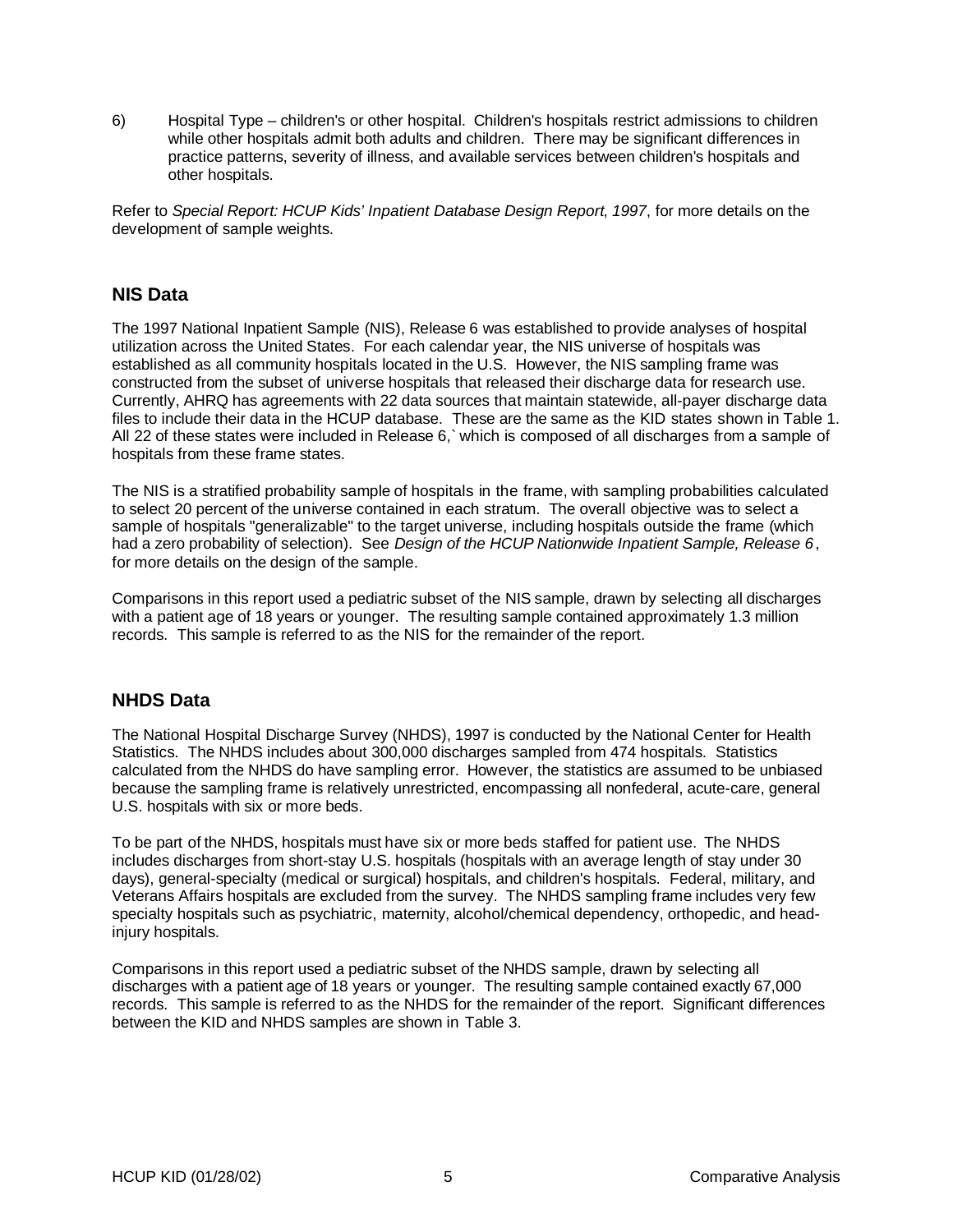6) Hospital Type – children's or other hospital. Children's hospitals restrict admissions to children while other hospitals admit both adults and children. There may be significant differences in practice patterns, severity of illness, and available services between children's hospitals and other hospitals.

Refer to *Special Report: HCUP Kids' Inpatient Database Design Report*, *1997*, for more details on the development of sample weights.

## NIS Data

The 1997 National Inpatient Sample (NIS), Release 6 was established to provide analyses of hospital utilization across the United States. For each calendar year, the NIS universe of hospitals was established as all community hospitals located in the U.S. However, the NIS sampling frame was constructed from the subset of universe hospitals that released their discharge data for research use. Currently, AHRQ has agreements with 22 data sources that maintain statewide, all-payer discharge data files to include their data in the HCUP database. These are the same as the KID states shown in Table 1. All 22 of these states were included in Release 6,` which is composed of all discharges from a sample of hospitals from these frame states.

The NIS is a stratified probability sample of hospitals in the frame, with sampling probabilities calculated to select 20 percent of the universe contained in each stratum. The overall objective was to select a sample of hospitals "generalizable" to the target universe, including hospitals outside the frame (which had a zero probability of selection). See *Design of the HCUP Nationwide Inpatient Sample, Release 6*, for more details on the design of the sample.

Comparisons in this report used a pediatric subset of the NIS sample, drawn by selecting all discharges with a patient age of 18 years or younger. The resulting sample contained approximately 1.3 million records. This sample is referred to as the NIS for the remainder of the report.

## NHDS Data

The National Hospital Discharge Survey (NHDS), 1997 is conducted by the National Center for Health Statistics. The NHDS includes about 300,000 discharges sampled from 474 hospitals. Statistics calculated from the NHDS do have sampling error. However, the statistics are assumed to be unbiased because the sampling frame is relatively unrestricted, encompassing all nonfederal, acute-care, general U.S. hospitals with six or more beds.

To be part of the NHDS, hospitals must have six or more beds staffed for patient use. The NHDS includes discharges from short-stay U.S. hospitals (hospitals with an average length of stay under 30 days), general-specialty (medical or surgical) hospitals, and children's hospitals. Federal, military, and Veterans Affairs hospitals are excluded from the survey. The NHDS sampling frame includes very few specialty hospitals such as psychiatric, maternity, alcohol/chemical dependency, orthopedic, and head-injury hospitals.

Comparisons in this report used a pediatric subset of the NHDS sample, drawn by selecting all discharges with a patient age of 18 years or younger. The resulting sample contained exactly 67,000 records. This sample is referred to as the NHDS for the remainder of the report. Significant differences between the KID and NHDS samples are shown in Table 3.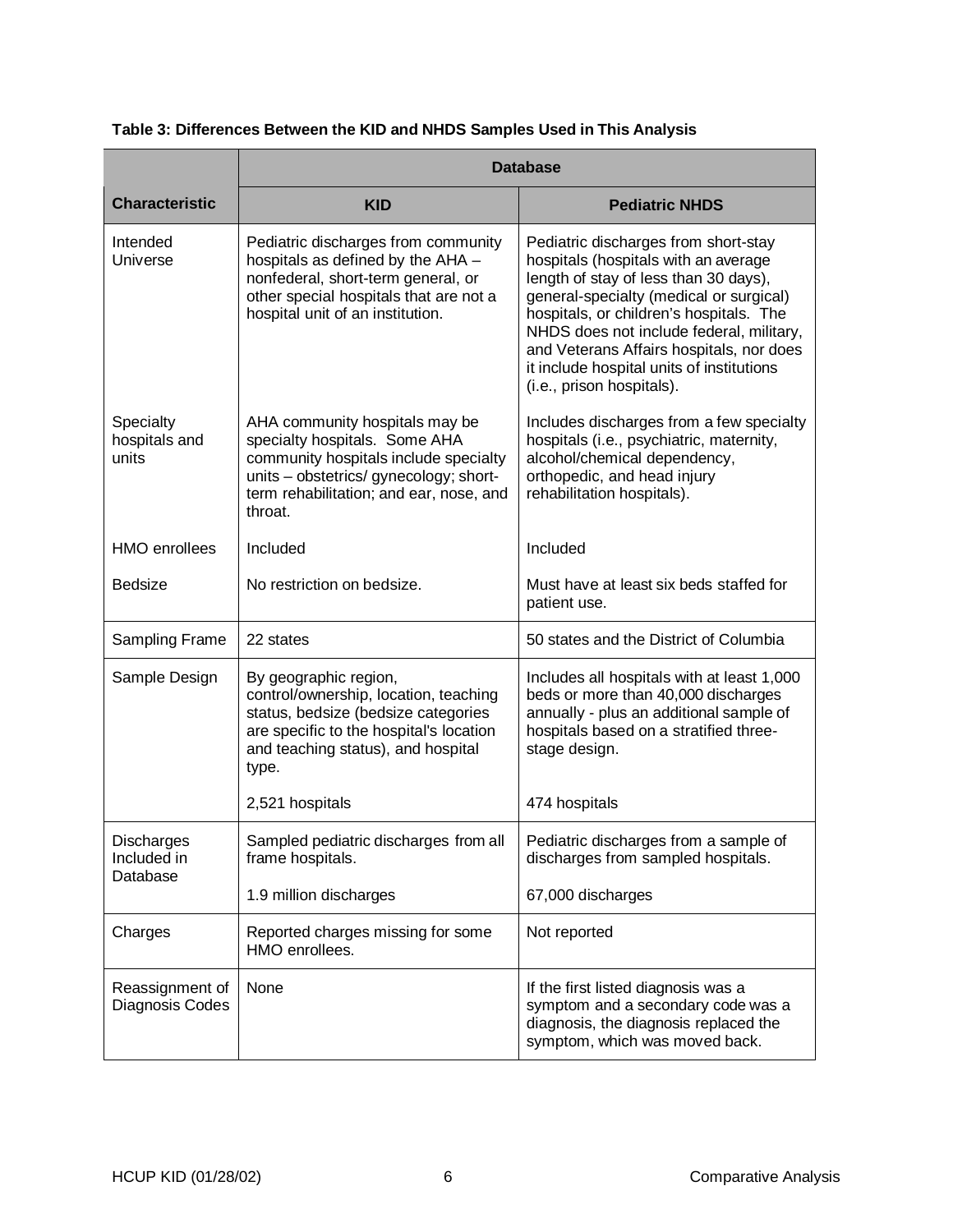**Table 3: Differences Between the KID and NHDS Samples Used in This Analysis**

| | Database | |
|---|---|---|
| **Characteristic** | **KID** | **Pediatric NHDS** |
| Intended Universe | Pediatric discharges from community hospitals as defined by the AHA – nonfederal, short-term general, or other special hospitals that are not a hospital unit of an institution. | Pediatric discharges from short-stay hospitals (hospitals with an average length of stay of less than 30 days), general-specialty (medical or surgical) hospitals, or children's hospitals. The NHDS does not include federal, military, and Veterans Affairs hospitals, nor does it include hospital units of institutions (i.e., prison hospitals). |
| Specialty hospitals and units | AHA community hospitals may be specialty hospitals. Some AHA community hospitals include specialty units – obstetrics/ gynecology; short-term rehabilitation; and ear, nose, and throat. | Includes discharges from a few specialty hospitals (i.e., psychiatric, maternity, alcohol/chemical dependency, orthopedic, and head injury rehabilitation hospitals). |
| HMO enrollees | Included | Included |
| Bedsize | No restriction on bedsize. | Must have at least six beds staffed for patient use. |
| Sampling Frame | 22 states | 50 states and the District of Columbia |
| Sample Design | By geographic region, control/ownership, location, teaching status, bedsize (bedsize categories are specific to the hospital's location and teaching status), and hospital type.<br><br>2,521 hospitals | Includes all hospitals with at least 1,000 beds or more than 40,000 discharges annually - plus an additional sample of hospitals based on a stratified three-stage design.<br><br>474 hospitals |
| Discharges Included in Database | Sampled pediatric discharges from all frame hospitals.<br><br>1.9 million discharges | Pediatric discharges from a sample of discharges from sampled hospitals.<br><br>67,000 discharges |
| Charges | Reported charges missing for some HMO enrollees. | Not reported |
| Reassignment of Diagnosis Codes | None | If the first listed diagnosis was a symptom and a secondary code was a diagnosis, the diagnosis replaced the symptom, which was moved back. |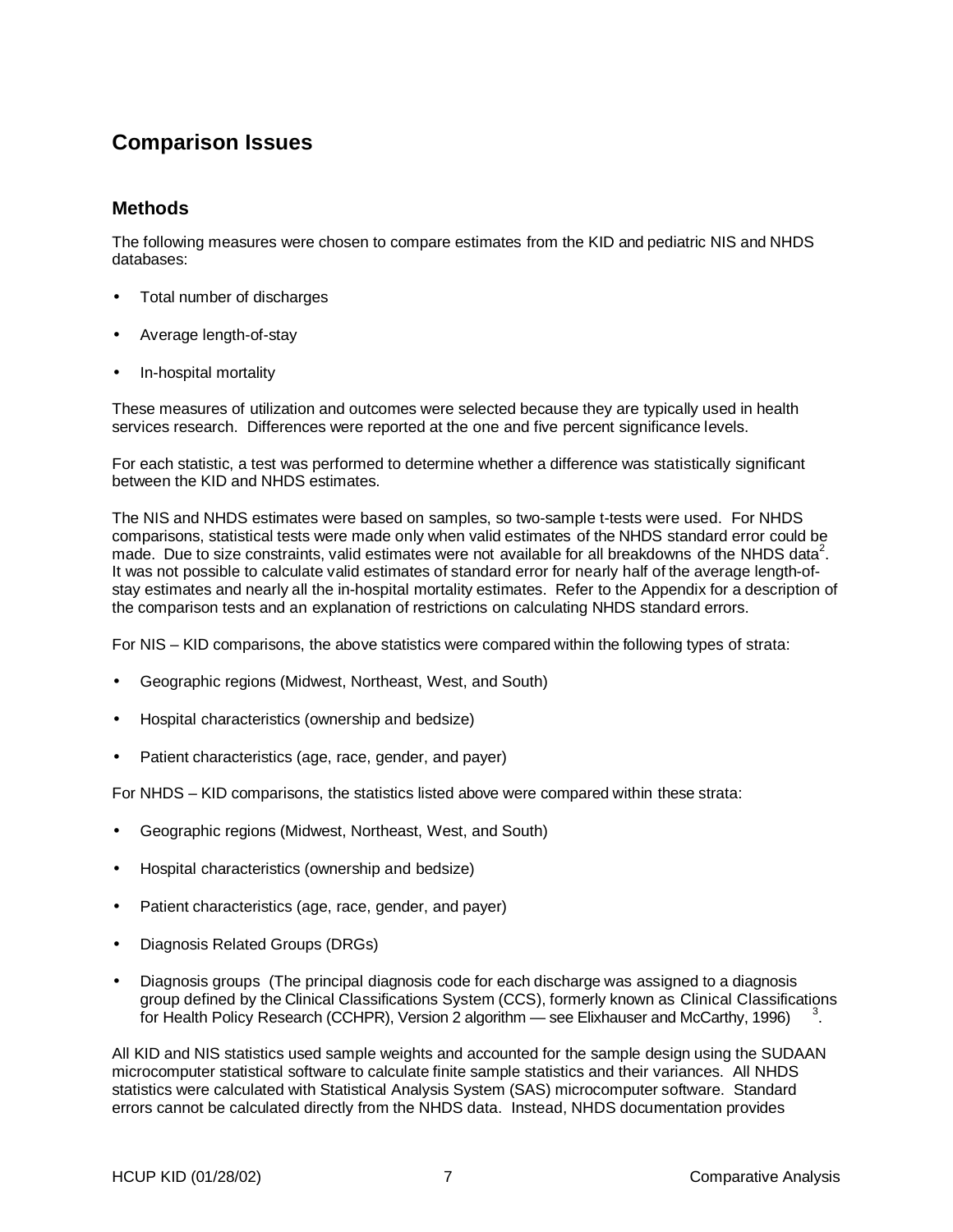## Comparison Issues

### Methods

The following measures were chosen to compare estimates from the KID and pediatric NIS and NHDS databases:

- Total number of discharges
- Average length-of-stay
- In-hospital mortality

These measures of utilization and outcomes were selected because they are typically used in health services research. Differences were reported at the one and five percent significance levels.

For each statistic, a test was performed to determine whether a difference was statistically significant between the KID and NHDS estimates.

The NIS and NHDS estimates were based on samples, so two-sample t-tests were used. For NHDS comparisons, statistical tests were made only when valid estimates of the NHDS standard error could be made. Due to size constraints, valid estimates were not available for all breakdowns of the NHDS data[2]. It was not possible to calculate valid estimates of standard error for nearly half of the average length-of-stay estimates and nearly all the in-hospital mortality estimates. Refer to the Appendix for a description of the comparison tests and an explanation of restrictions on calculating NHDS standard errors.

For NIS – KID comparisons, the above statistics were compared within the following types of strata:

- Geographic regions (Midwest, Northeast, West, and South)
- Hospital characteristics (ownership and bedsize)
- Patient characteristics (age, race, gender, and payer)

For NHDS – KID comparisons, the statistics listed above were compared within these strata:

- Geographic regions (Midwest, Northeast, West, and South)
- Hospital characteristics (ownership and bedsize)
- Patient characteristics (age, race, gender, and payer)
- Diagnosis Related Groups (DRGs)
- Diagnosis groups (The principal diagnosis code for each discharge was assigned to a diagnosis group defined by the Clinical Classifications System (CCS), formerly known as Clinical Classifications for Health Policy Research (CCHPR), Version 2 algorithm — see Elixhauser and McCarthy, 1996)[3].

All KID and NIS statistics used sample weights and accounted for the sample design using the SUDAAN microcomputer statistical software to calculate finite sample statistics and their variances. All NHDS statistics were calculated with Statistical Analysis System (SAS) microcomputer software. Standard errors cannot be calculated directly from the NHDS data. Instead, NHDS documentation provides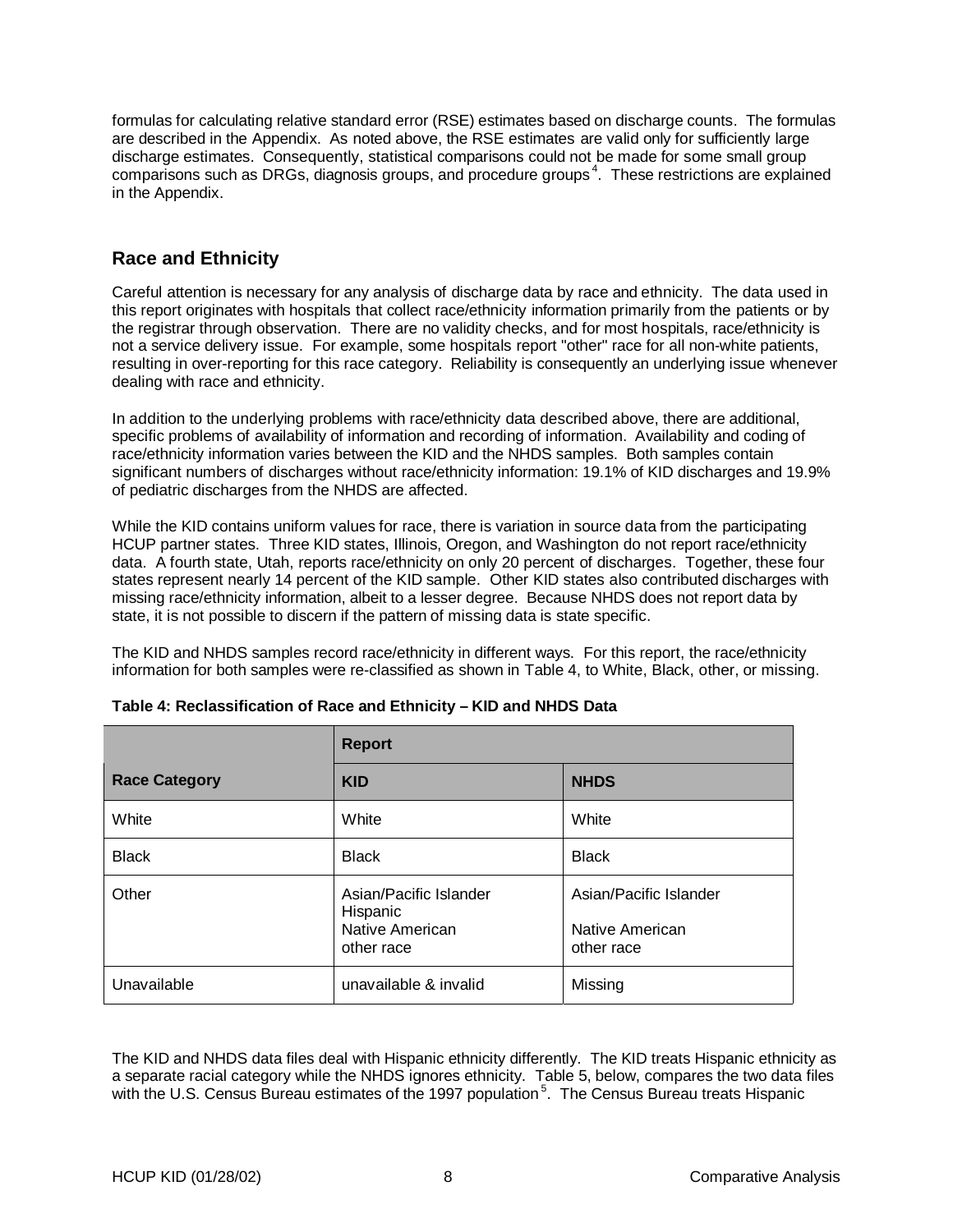formulas for calculating relative standard error (RSE) estimates based on discharge counts. The formulas are described in the Appendix. As noted above, the RSE estimates are valid only for sufficiently large discharge estimates. Consequently, statistical comparisons could not be made for some small group comparisons such as DRGs, diagnosis groups, and procedure groups[4]. These restrictions are explained in the Appendix.

## Race and Ethnicity

Careful attention is necessary for any analysis of discharge data by race and ethnicity. The data used in this report originates with hospitals that collect race/ethnicity information primarily from the patients or by the registrar through observation. There are no validity checks, and for most hospitals, race/ethnicity is not a service delivery issue. For example, some hospitals report "other" race for all non-white patients, resulting in over-reporting for this race category. Reliability is consequently an underlying issue whenever dealing with race and ethnicity.

In addition to the underlying problems with race/ethnicity data described above, there are additional, specific problems of availability of information and recording of information. Availability and coding of race/ethnicity information varies between the KID and the NHDS samples. Both samples contain significant numbers of discharges without race/ethnicity information: 19.1% of KID discharges and 19.9% of pediatric discharges from the NHDS are affected.

While the KID contains uniform values for race, there is variation in source data from the participating HCUP partner states. Three KID states, Illinois, Oregon, and Washington do not report race/ethnicity data. A fourth state, Utah, reports race/ethnicity on only 20 percent of discharges. Together, these four states represent nearly 14 percent of the KID sample. Other KID states also contributed discharges with missing race/ethnicity information, albeit to a lesser degree. Because NHDS does not report data by state, it is not possible to discern if the pattern of missing data is state specific.

The KID and NHDS samples record race/ethnicity in different ways. For this report, the race/ethnicity information for both samples were re-classified as shown in Table 4, to White, Black, other, or missing.

**Table 4: Reclassification of Race and Ethnicity – KID and NHDS Data**

| | **Report** | |
|---|---|---|
| **Race Category** | **KID** | **NHDS** |
| White | White | White |
| Black | Black | Black |
| Other | Asian/Pacific Islander<br>Hispanic<br>Native American<br>other race | Asian/Pacific Islander<br><br>Native American<br>other race |
| Unavailable | unavailable & invalid | Missing |

The KID and NHDS data files deal with Hispanic ethnicity differently. The KID treats Hispanic ethnicity as a separate racial category while the NHDS ignores ethnicity. Table 5, below, compares the two data files with the U.S. Census Bureau estimates of the 1997 population[5]. The Census Bureau treats Hispanic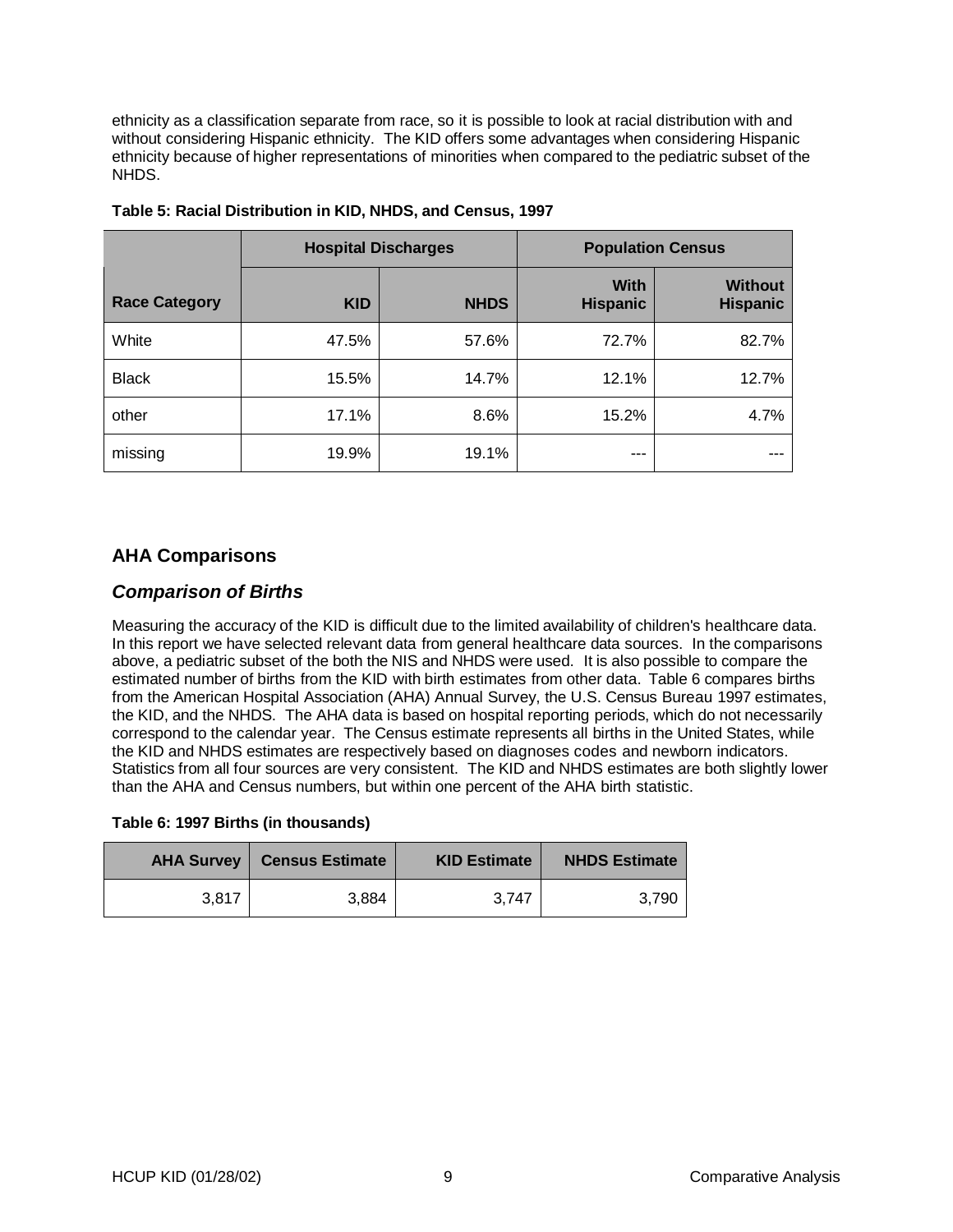ethnicity as a classification separate from race, so it is possible to look at racial distribution with and without considering Hispanic ethnicity. The KID offers some advantages when considering Hispanic ethnicity because of higher representations of minorities when compared to the pediatric subset of the NHDS.

**Table 5: Racial Distribution in KID, NHDS, and Census, 1997**

| | Hospital Discharges | | Population Census | |
|---|---|---|---|---|
| **Race Category** | **KID** | **NHDS** | **With Hispanic** | **Without Hispanic** |
| White | 47.5% | 57.6% | 72.7% | 82.7% |
| Black | 15.5% | 14.7% | 12.1% | 12.7% |
| other | 17.1% | 8.6% | 15.2% | 4.7% |
| missing | 19.9% | 19.1% | --- | --- |

## AHA Comparisons

### *Comparison of Births*

Measuring the accuracy of the KID is difficult due to the limited availability of children's healthcare data. In this report we have selected relevant data from general healthcare data sources. In the comparisons above, a pediatric subset of the both the NIS and NHDS were used. It is also possible to compare the estimated number of births from the KID with birth estimates from other data. Table 6 compares births from the American Hospital Association (AHA) Annual Survey, the U.S. Census Bureau 1997 estimates, the KID, and the NHDS. The AHA data is based on hospital reporting periods, which do not necessarily correspond to the calendar year. The Census estimate represents all births in the United States, while the KID and NHDS estimates are respectively based on diagnoses codes and newborn indicators. Statistics from all four sources are very consistent. The KID and NHDS estimates are both slightly lower than the AHA and Census numbers, but within one percent of the AHA birth statistic.

**Table 6: 1997 Births (in thousands)**

| AHA Survey | Census Estimate | KID Estimate | NHDS Estimate |
|---|---|---|---|
| 3,817 | 3,884 | 3,747 | 3,790 |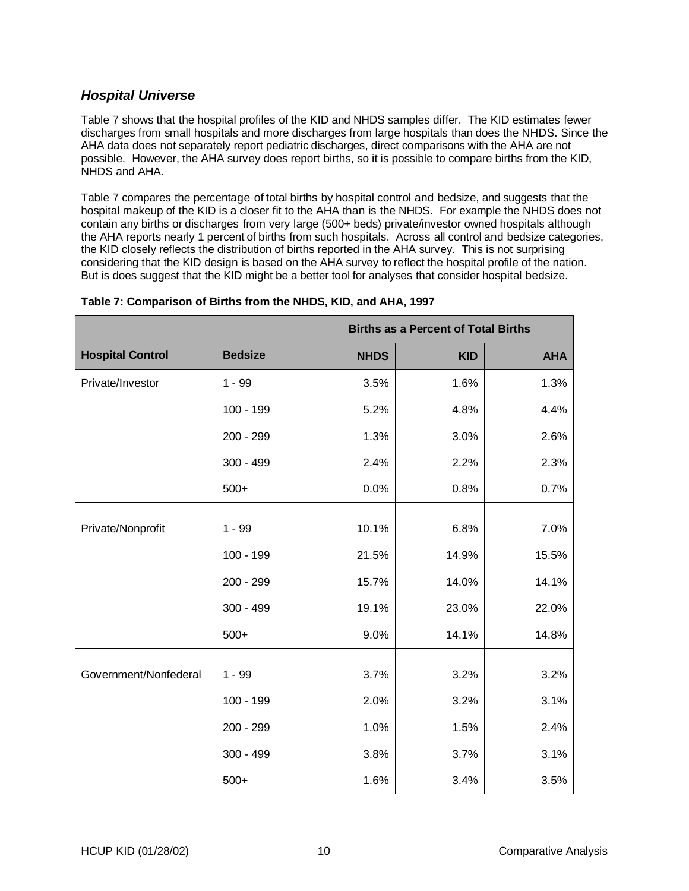## *Hospital Universe*

Table 7 shows that the hospital profiles of the KID and NHDS samples differ. The KID estimates fewer discharges from small hospitals and more discharges from large hospitals than does the NHDS. Since the AHA data does not separately report pediatric discharges, direct comparisons with the AHA are not possible. However, the AHA survey does report births, so it is possible to compare births from the KID, NHDS and AHA.

Table 7 compares the percentage of total births by hospital control and bedsize, and suggests that the hospital makeup of the KID is a closer fit to the AHA than is the NHDS. For example the NHDS does not contain any births or discharges from very large (500+ beds) private/investor owned hospitals although the AHA reports nearly 1 percent of births from such hospitals. Across all control and bedsize categories, the KID closely reflects the distribution of births reported in the AHA survey. This is not surprising considering that the KID design is based on the AHA survey to reflect the hospital profile of the nation. But is does suggest that the KID might be a better tool for analyses that consider hospital bedsize.

**Table 7: Comparison of Births from the NHDS, KID, and AHA, 1997**

| | | Births as a Percent of Total Births | | |
|---|---|---|---|---|
| **Hospital Control** | **Bedsize** | **NHDS** | **KID** | **AHA** |
| Private/Investor | 1 - 99 | 3.5% | 1.6% | 1.3% |
| | 100 - 199 | 5.2% | 4.8% | 4.4% |
| | 200 - 299 | 1.3% | 3.0% | 2.6% |
| | 300 - 499 | 2.4% | 2.2% | 2.3% |
| | 500+ | 0.0% | 0.8% | 0.7% |
| Private/Nonprofit | 1 - 99 | 10.1% | 6.8% | 7.0% |
| | 100 - 199 | 21.5% | 14.9% | 15.5% |
| | 200 - 299 | 15.7% | 14.0% | 14.1% |
| | 300 - 499 | 19.1% | 23.0% | 22.0% |
| | 500+ | 9.0% | 14.1% | 14.8% |
| Government/Nonfederal | 1 - 99 | 3.7% | 3.2% | 3.2% |
| | 100 - 199 | 2.0% | 3.2% | 3.1% |
| | 200 - 299 | 1.0% | 1.5% | 2.4% |
| | 300 - 499 | 3.8% | 3.7% | 3.1% |
| | 500+ | 1.6% | 3.4% | 3.5% |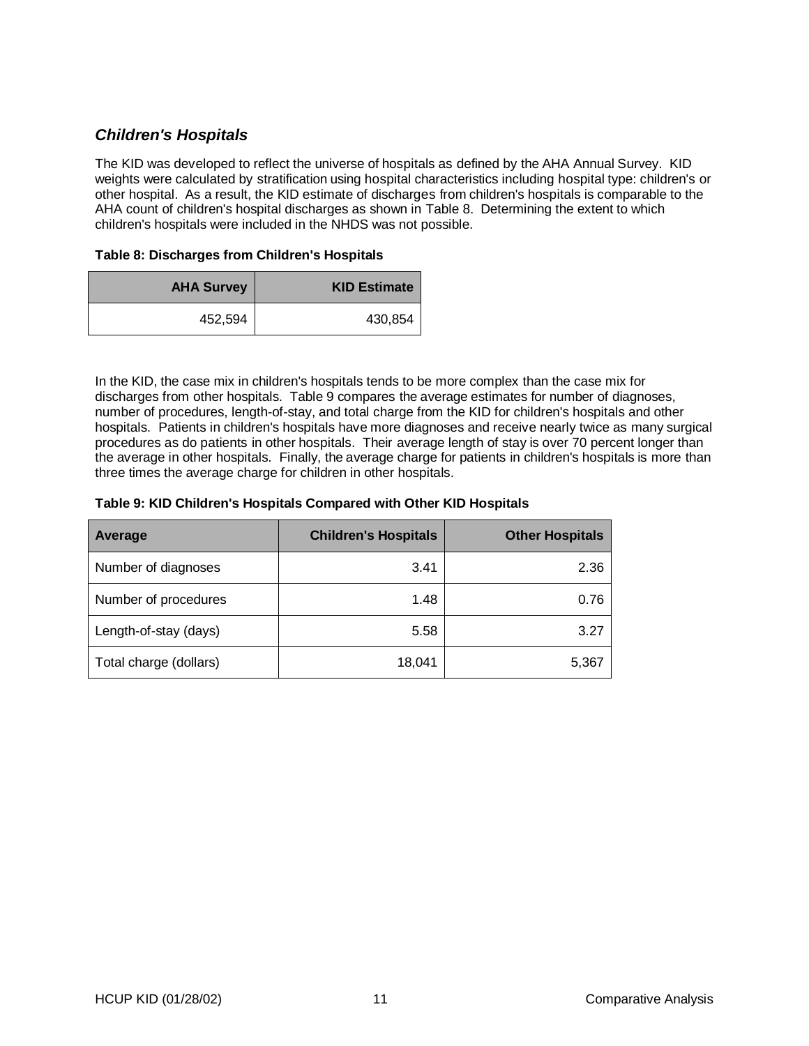## *Children's Hospitals*

The KID was developed to reflect the universe of hospitals as defined by the AHA Annual Survey. KID weights were calculated by stratification using hospital characteristics including hospital type: children's or other hospital. As a result, the KID estimate of discharges from children's hospitals is comparable to the AHA count of children's hospital discharges as shown in Table 8. Determining the extent to which children's hospitals were included in the NHDS was not possible.

**Table 8: Discharges from Children's Hospitals**

| AHA Survey | KID Estimate |
|---:|---:|
| 452,594 | 430,854 |

In the KID, the case mix in children's hospitals tends to be more complex than the case mix for discharges from other hospitals. Table 9 compares the average estimates for number of diagnoses, number of procedures, length-of-stay, and total charge from the KID for children's hospitals and other hospitals. Patients in children's hospitals have more diagnoses and receive nearly twice as many surgical procedures as do patients in other hospitals. Their average length of stay is over 70 percent longer than the average in other hospitals. Finally, the average charge for patients in children's hospitals is more than three times the average charge for children in other hospitals.

**Table 9: KID Children's Hospitals Compared with Other KID Hospitals**

| Average | Children's Hospitals | Other Hospitals |
|---|---:|---:|
| Number of diagnoses | 3.41 | 2.36 |
| Number of procedures | 1.48 | 0.76 |
| Length-of-stay (days) | 5.58 | 3.27 |
| Total charge (dollars) | 18,041 | 5,367 |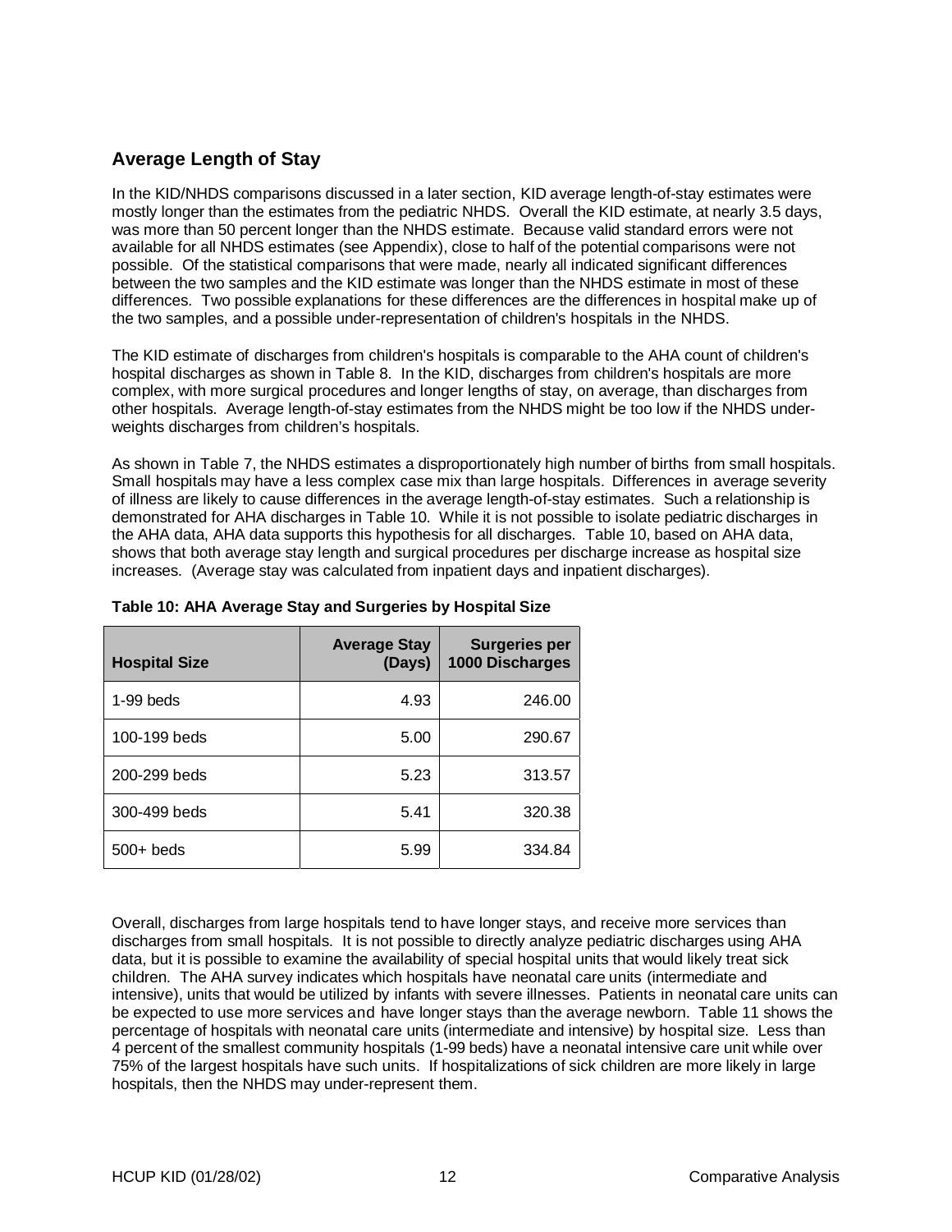## Average Length of Stay

In the KID/NHDS comparisons discussed in a later section, KID average length-of-stay estimates were mostly longer than the estimates from the pediatric NHDS. Overall the KID estimate, at nearly 3.5 days, was more than 50 percent longer than the NHDS estimate. Because valid standard errors were not available for all NHDS estimates (see Appendix), close to half of the potential comparisons were not possible. Of the statistical comparisons that were made, nearly all indicated significant differences between the two samples and the KID estimate was longer than the NHDS estimate in most of these differences. Two possible explanations for these differences are the differences in hospital make up of the two samples, and a possible under-representation of children's hospitals in the NHDS.

The KID estimate of discharges from children's hospitals is comparable to the AHA count of children's hospital discharges as shown in Table 8. In the KID, discharges from children's hospitals are more complex, with more surgical procedures and longer lengths of stay, on average, than discharges from other hospitals. Average length-of-stay estimates from the NHDS might be too low if the NHDS under-weights discharges from children's hospitals.

As shown in Table 7, the NHDS estimates a disproportionately high number of births from small hospitals. Small hospitals may have a less complex case mix than large hospitals. Differences in average severity of illness are likely to cause differences in the average length-of-stay estimates. Such a relationship is demonstrated for AHA discharges in Table 10. While it is not possible to isolate pediatric discharges in the AHA data, AHA data supports this hypothesis for all discharges. Table 10, based on AHA data, shows that both average stay length and surgical procedures per discharge increase as hospital size increases. (Average stay was calculated from inpatient days and inpatient discharges).

**Table 10: AHA Average Stay and Surgeries by Hospital Size**

| Hospital Size | Average Stay (Days) | Surgeries per 1000 Discharges |
|---|---:|---:|
| 1-99 beds | 4.93 | 246.00 |
| 100-199 beds | 5.00 | 290.67 |
| 200-299 beds | 5.23 | 313.57 |
| 300-499 beds | 5.41 | 320.38 |
| 500+ beds | 5.99 | 334.84 |

Overall, discharges from large hospitals tend to have longer stays, and receive more services than discharges from small hospitals. It is not possible to directly analyze pediatric discharges using AHA data, but it is possible to examine the availability of special hospital units that would likely treat sick children. The AHA survey indicates which hospitals have neonatal care units (intermediate and intensive), units that would be utilized by infants with severe illnesses. Patients in neonatal care units can be expected to use more services and have longer stays than the average newborn. Table 11 shows the percentage of hospitals with neonatal care units (intermediate and intensive) by hospital size. Less than 4 percent of the smallest community hospitals (1-99 beds) have a neonatal intensive care unit while over 75% of the largest hospitals have such units. If hospitalizations of sick children are more likely in large hospitals, then the NHDS may under-represent them.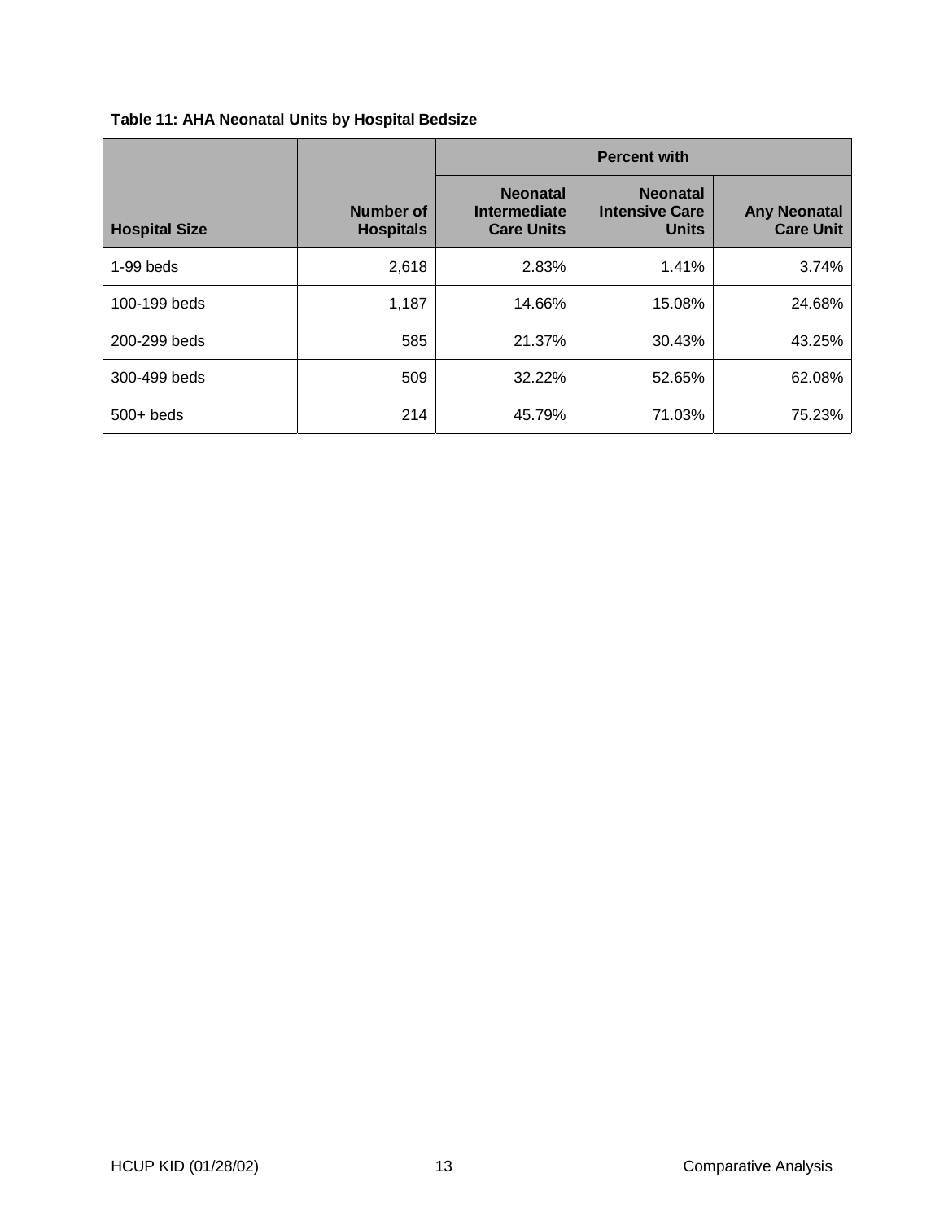**Table 11: AHA Neonatal Units by Hospital Bedsize**

| Hospital Size | Number of Hospitals | Percent with | | |
|---|---|---|---|---|
| | | Neonatal Intermediate Care Units | Neonatal Intensive Care Units | Any Neonatal Care Unit |
| 1-99 beds | 2,618 | 2.83% | 1.41% | 3.74% |
| 100-199 beds | 1,187 | 14.66% | 15.08% | 24.68% |
| 200-299 beds | 585 | 21.37% | 30.43% | 43.25% |
| 300-499 beds | 509 | 32.22% | 52.65% | 62.08% |
| 500+ beds | 214 | 45.79% | 71.03% | 75.23% |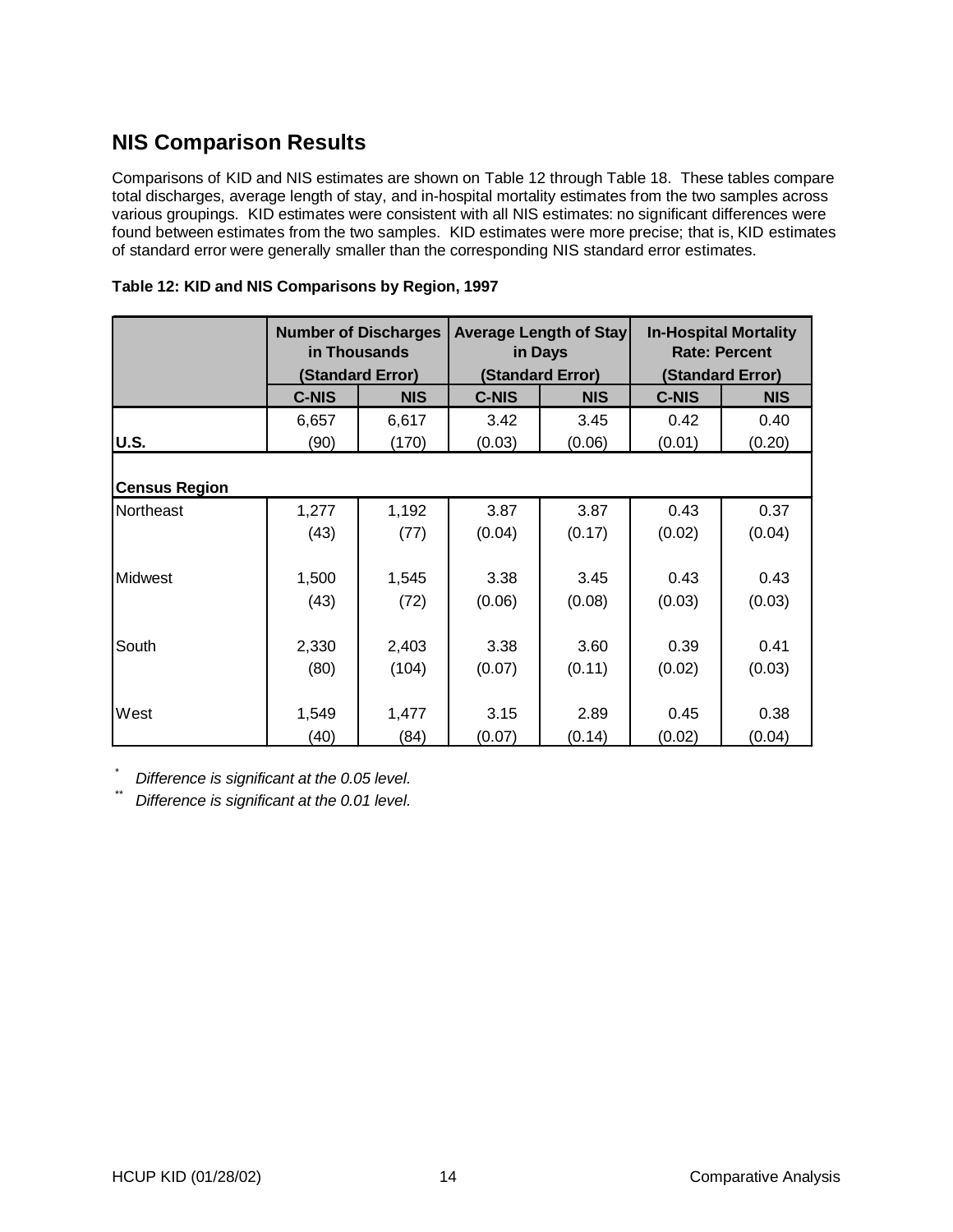## NIS Comparison Results

Comparisons of KID and NIS estimates are shown on Table 12 through Table 18. These tables compare total discharges, average length of stay, and in-hospital mortality estimates from the two samples across various groupings. KID estimates were consistent with all NIS estimates: no significant differences were found between estimates from the two samples. KID estimates were more precise; that is, KID estimates of standard error were generally smaller than the corresponding NIS standard error estimates.

**Table 12: KID and NIS Comparisons by Region, 1997**

| | Number of Discharges in Thousands (Standard Error) | | Average Length of Stay in Days (Standard Error) | | In-Hospital Mortality Rate: Percent (Standard Error) | |
|---|---|---|---|---|---|---|
| | C-NIS | NIS | C-NIS | NIS | C-NIS | NIS |
| U.S. | 6,657 (90) | 6,617 (170) | 3.42 (0.03) | 3.45 (0.06) | 0.42 (0.01) | 0.40 (0.20) |
| **Census Region** | | | | | | |
| Northeast | 1,277 (43) | 1,192 (77) | 3.87 (0.04) | 3.87 (0.17) | 0.43 (0.02) | 0.37 (0.04) |
| Midwest | 1,500 (43) | 1,545 (72) | 3.38 (0.06) | 3.45 (0.08) | 0.43 (0.03) | 0.43 (0.03) |
| South | 2,330 (80) | 2,403 (104) | 3.38 (0.07) | 3.60 (0.11) | 0.39 (0.02) | 0.41 (0.03) |
| West | 1,549 (40) | 1,477 (84) | 3.15 (0.07) | 2.89 (0.14) | 0.45 (0.02) | 0.38 (0.04) |

*Difference is significant at the 0.05 level.

** Difference is significant at the 0.01 level.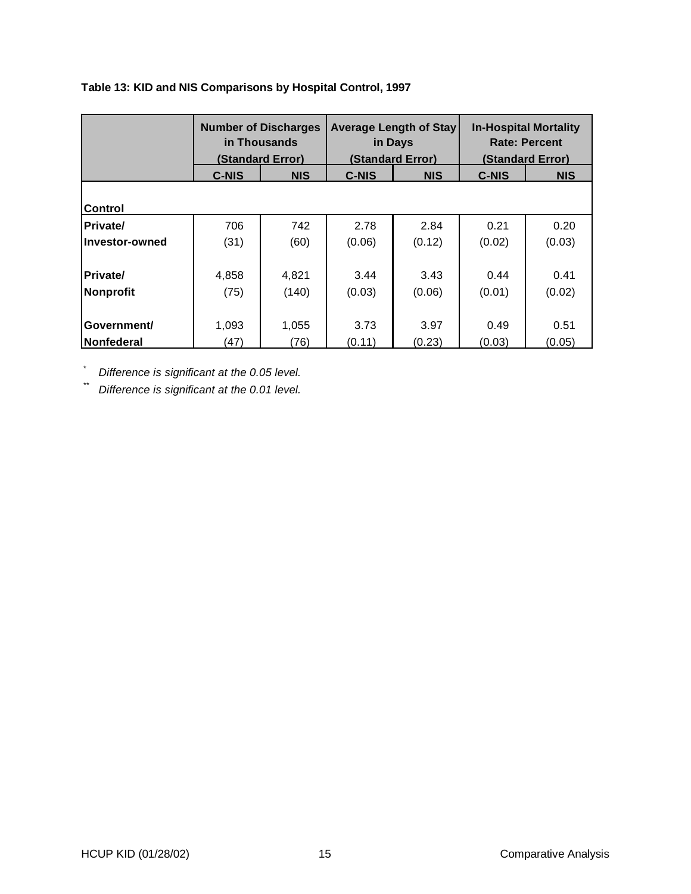**Table 13: KID and NIS Comparisons by Hospital Control, 1997**

| | Number of Discharges in Thousands (Standard Error) | | Average Length of Stay in Days (Standard Error) | | In-Hospital Mortality Rate: Percent (Standard Error) | |
|---|---|---|---|---|---|---|
| | C-NIS | NIS | C-NIS | NIS | C-NIS | NIS |
| **Control** | | | | | | |
| **Private/ Investor-owned** | 706 (31) | 742 (60) | 2.78 (0.06) | 2.84 (0.12) | 0.21 (0.02) | 0.20 (0.03) |
| **Private/ Nonprofit** | 4,858 (75) | 4,821 (140) | 3.44 (0.03) | 3.43 (0.06) | 0.44 (0.01) | 0.41 (0.02) |
| **Government/ Nonfederal** | 1,093 (47) | 1,055 (76) | 3.73 (0.11) | 3.97 (0.23) | 0.49 (0.03) | 0.51 (0.05) |

\* *Difference is significant at the 0.05 level.*

\*\* *Difference is significant at the 0.01 level.*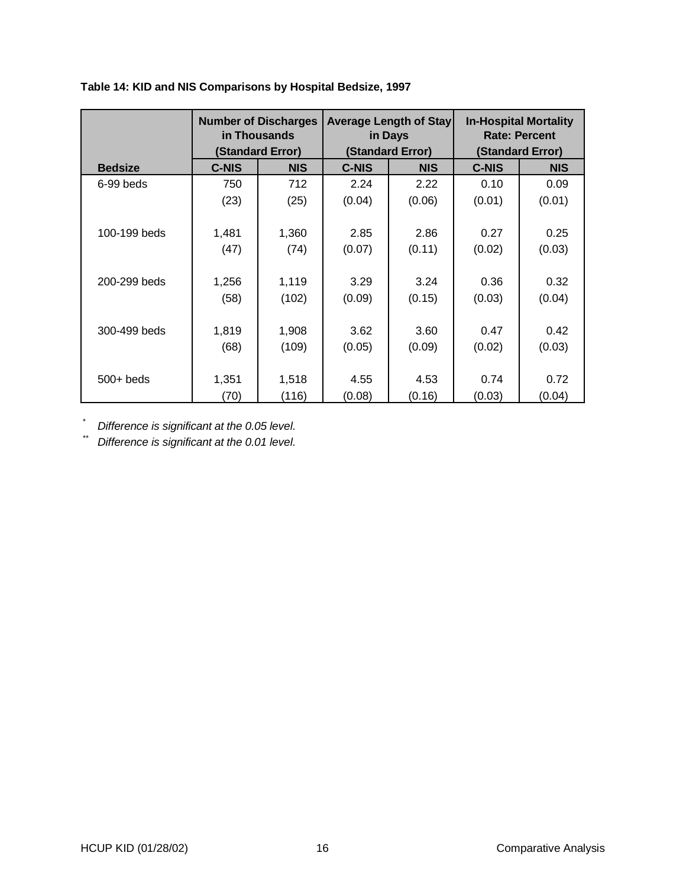**Table 14: KID and NIS Comparisons by Hospital Bedsize, 1997**

| | Number of Discharges in Thousands (Standard Error) | | Average Length of Stay in Days (Standard Error) | | In-Hospital Mortality Rate: Percent (Standard Error) | |
|---|---|---|---|---|---|---|
| **Bedsize** | **C-NIS** | **NIS** | **C-NIS** | **NIS** | **C-NIS** | **NIS** |
| 6-99 beds | 750 | 712 | 2.24 | 2.22 | 0.10 | 0.09 |
| | (23) | (25) | (0.04) | (0.06) | (0.01) | (0.01) |
| 100-199 beds | 1,481 | 1,360 | 2.85 | 2.86 | 0.27 | 0.25 |
| | (47) | (74) | (0.07) | (0.11) | (0.02) | (0.03) |
| 200-299 beds | 1,256 | 1,119 | 3.29 | 3.24 | 0.36 | 0.32 |
| | (58) | (102) | (0.09) | (0.15) | (0.03) | (0.04) |
| 300-499 beds | 1,819 | 1,908 | 3.62 | 3.60 | 0.47 | 0.42 |
| | (68) | (109) | (0.05) | (0.09) | (0.02) | (0.03) |
| 500+ beds | 1,351 | 1,518 | 4.55 | 4.53 | 0.74 | 0.72 |
| | (70) | (116) | (0.08) | (0.16) | (0.03) | (0.04) |

\* *Difference is significant at the 0.05 level.*

\*\* *Difference is significant at the 0.01 level.*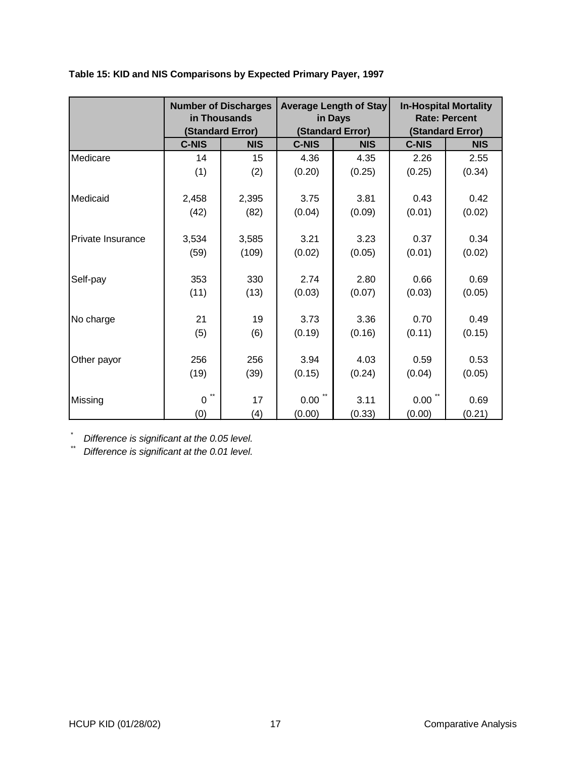**Table 15: KID and NIS Comparisons by Expected Primary Payer, 1997**

| | Number of Discharges in Thousands (Standard Error) | | Average Length of Stay in Days (Standard Error) | | In-Hospital Mortality Rate: Percent (Standard Error) | |
|---|---|---|---|---|---|---|
| | **C-NIS** | **NIS** | **C-NIS** | **NIS** | **C-NIS** | **NIS** |
| Medicare | 14 | 15 | 4.36 | 4.35 | 2.26 | 2.55 |
| | (1) | (2) | (0.20) | (0.25) | (0.25) | (0.34) |
| Medicaid | 2,458 | 2,395 | 3.75 | 3.81 | 0.43 | 0.42 |
| | (42) | (82) | (0.04) | (0.09) | (0.01) | (0.02) |
| Private Insurance | 3,534 | 3,585 | 3.21 | 3.23 | 0.37 | 0.34 |
| | (59) | (109) | (0.02) | (0.05) | (0.01) | (0.02) |
| Self-pay | 353 | 330 | 2.74 | 2.80 | 0.66 | 0.69 |
| | (11) | (13) | (0.03) | (0.07) | (0.03) | (0.05) |
| No charge | 21 | 19 | 3.73 | 3.36 | 0.70 | 0.49 |
| | (5) | (6) | (0.19) | (0.16) | (0.11) | (0.15) |
| Other payor | 256 | 256 | 3.94 | 4.03 | 0.59 | 0.53 |
| | (19) | (39) | (0.15) | (0.24) | (0.04) | (0.05) |
| Missing | 0 ** | 17 | 0.00 ** | 3.11 | 0.00 ** | 0.69 |
| | (0) | (4) | (0.00) | (0.33) | (0.00) | (0.21) |

\* *Difference is significant at the 0.05 level.*
\*\* *Difference is significant at the 0.01 level.*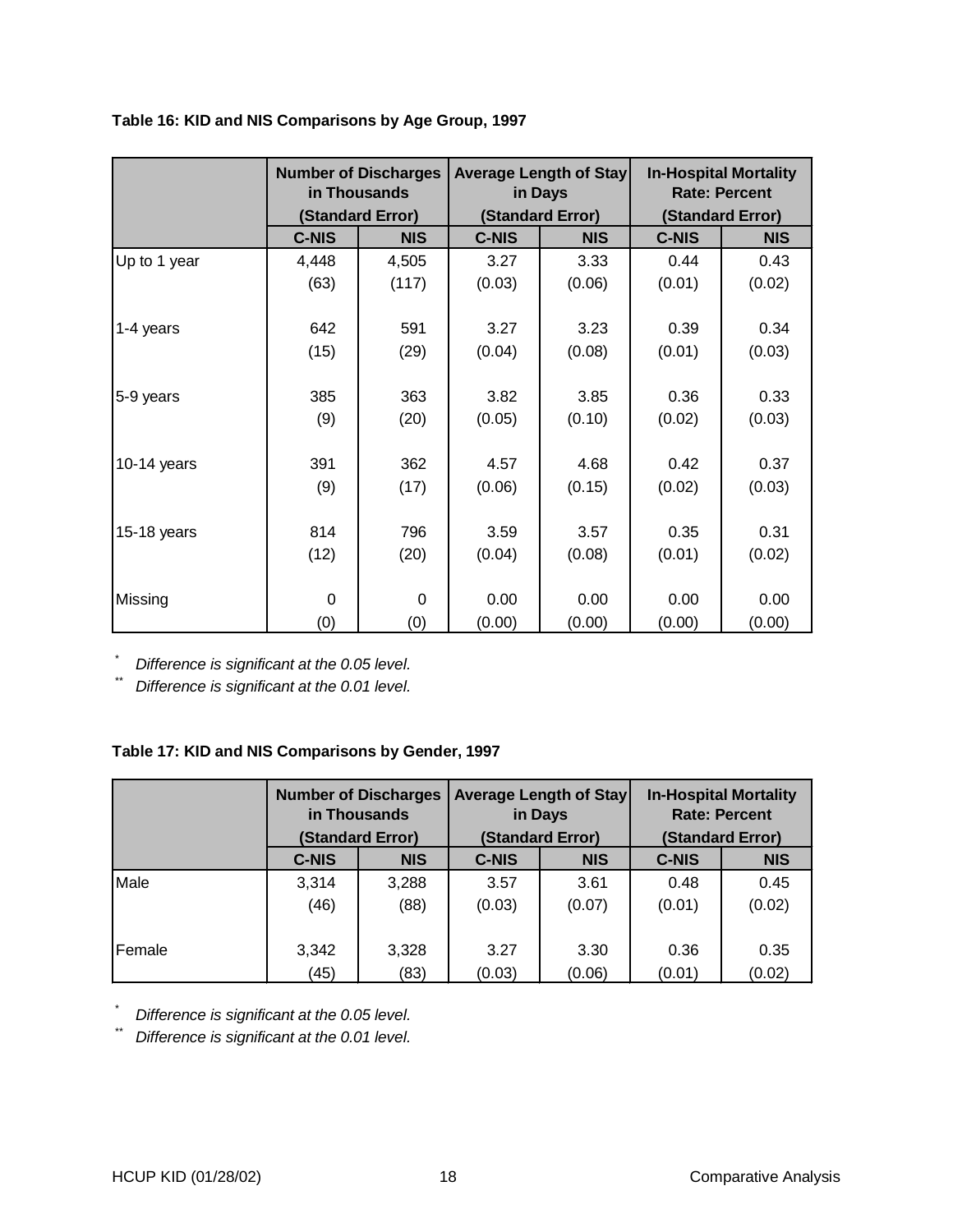**Table 16: KID and NIS Comparisons by Age Group, 1997**

| | Number of Discharges in Thousands (Standard Error) | | Average Length of Stay in Days (Standard Error) | | In-Hospital Mortality Rate: Percent (Standard Error) | |
|---|---|---|---|---|---|---|
| | C-NIS | NIS | C-NIS | NIS | C-NIS | NIS |
| Up to 1 year | 4,448 | 4,505 | 3.27 | 3.33 | 0.44 | 0.43 |
| | (63) | (117) | (0.03) | (0.06) | (0.01) | (0.02) |
| 1-4 years | 642 | 591 | 3.27 | 3.23 | 0.39 | 0.34 |
| | (15) | (29) | (0.04) | (0.08) | (0.01) | (0.03) |
| 5-9 years | 385 | 363 | 3.82 | 3.85 | 0.36 | 0.33 |
| | (9) | (20) | (0.05) | (0.10) | (0.02) | (0.03) |
| 10-14 years | 391 | 362 | 4.57 | 4.68 | 0.42 | 0.37 |
| | (9) | (17) | (0.06) | (0.15) | (0.02) | (0.03) |
| 15-18 years | 814 | 796 | 3.59 | 3.57 | 0.35 | 0.31 |
| | (12) | (20) | (0.04) | (0.08) | (0.01) | (0.02) |
| Missing | 0 | 0 | 0.00 | 0.00 | 0.00 | 0.00 |
| | (0) | (0) | (0.00) | (0.00) | (0.00) | (0.00) |

\* *Difference is significant at the 0.05 level.*

\*\* *Difference is significant at the 0.01 level.*

**Table 17: KID and NIS Comparisons by Gender, 1997**

| | Number of Discharges in Thousands (Standard Error) | | Average Length of Stay in Days (Standard Error) | | In-Hospital Mortality Rate: Percent (Standard Error) | |
|---|---|---|---|---|---|---|
| | C-NIS | NIS | C-NIS | NIS | C-NIS | NIS |
| Male | 3,314 | 3,288 | 3.57 | 3.61 | 0.48 | 0.45 |
| | (46) | (88) | (0.03) | (0.07) | (0.01) | (0.02) |
| Female | 3,342 | 3,328 | 3.27 | 3.30 | 0.36 | 0.35 |
| | (45) | (83) | (0.03) | (0.06) | (0.01) | (0.02) |

\* *Difference is significant at the 0.05 level.*

\*\* *Difference is significant at the 0.01 level.*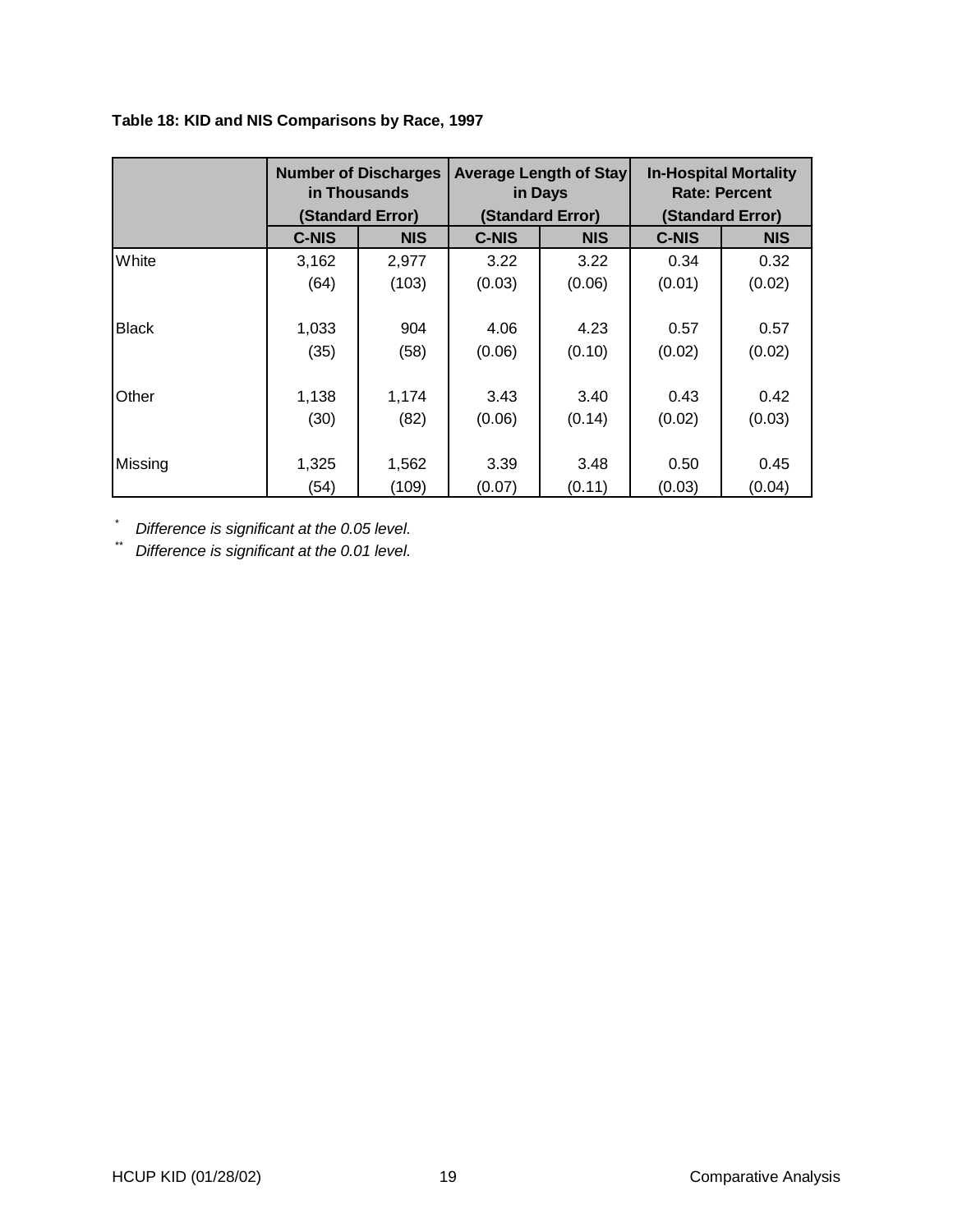**Table 18: KID and NIS Comparisons by Race, 1997**

| | Number of Discharges in Thousands (Standard Error) | | Average Length of Stay in Days (Standard Error) | | In-Hospital Mortality Rate: Percent (Standard Error) | |
|---|---|---|---|---|---|---|
| | C-NIS | NIS | C-NIS | NIS | C-NIS | NIS |
| White | 3,162 | 2,977 | 3.22 | 3.22 | 0.34 | 0.32 |
| | (64) | (103) | (0.03) | (0.06) | (0.01) | (0.02) |
| Black | 1,033 | 904 | 4.06 | 4.23 | 0.57 | 0.57 |
| | (35) | (58) | (0.06) | (0.10) | (0.02) | (0.02) |
| Other | 1,138 | 1,174 | 3.43 | 3.40 | 0.43 | 0.42 |
| | (30) | (82) | (0.06) | (0.14) | (0.02) | (0.03) |
| Missing | 1,325 | 1,562 | 3.39 | 3.48 | 0.50 | 0.45 |
| | (54) | (109) | (0.07) | (0.11) | (0.03) | (0.04) |

\* *Difference is significant at the 0.05 level.*

\*\* *Difference is significant at the 0.01 level.*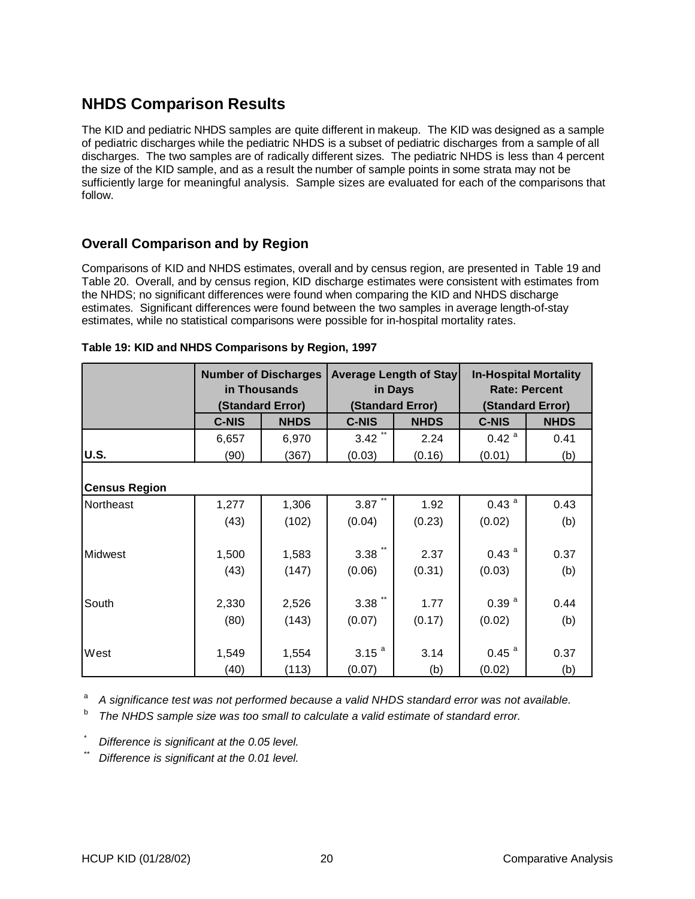## NHDS Comparison Results

The KID and pediatric NHDS samples are quite different in makeup. The KID was designed as a sample of pediatric discharges while the pediatric NHDS is a subset of pediatric discharges from a sample of all discharges. The two samples are of radically different sizes. The pediatric NHDS is less than 4 percent the size of the KID sample, and as a result the number of sample points in some strata may not be sufficiently large for meaningful analysis. Sample sizes are evaluated for each of the comparisons that follow.

### Overall Comparison and by Region

Comparisons of KID and NHDS estimates, overall and by census region, are presented in Table 19 and Table 20. Overall, and by census region, KID discharge estimates were consistent with estimates from the NHDS; no significant differences were found when comparing the KID and NHDS discharge estimates. Significant differences were found between the two samples in average length-of-stay estimates, while no statistical comparisons were possible for in-hospital mortality rates.

**Table 19: KID and NHDS Comparisons by Region, 1997**

| | Number of Discharges in Thousands (Standard Error) | | Average Length of Stay in Days (Standard Error) | | In-Hospital Mortality Rate: Percent (Standard Error) | |
|---|---|---|---|---|---|---|
| | **C-NIS** | **NHDS** | **C-NIS** | **NHDS** | **C-NIS** | **NHDS** |
| **U.S.** | 6,657 (90) | 6,970 (367) | 3.42 ** (0.03) | 2.24 (0.16) | 0.42 [a] (0.01) | 0.41 (b) |
| **Census Region** | | | | | | |
| Northeast | 1,277 (43) | 1,306 (102) | 3.87 ** (0.04) | 1.92 (0.23) | 0.43 [a] (0.02) | 0.43 (b) |
| Midwest | 1,500 (43) | 1,583 (147) | 3.38 ** (0.06) | 2.37 (0.31) | 0.43 [a] (0.03) | 0.37 (b) |
| South | 2,330 (80) | 2,526 (143) | 3.38 ** (0.07) | 1.77 (0.17) | 0.39 [a] (0.02) | 0.44 (b) |
| West | 1,549 (40) | 1,554 (113) | 3.15 [a] (0.07) | 3.14 (b) | 0.45 [a] (0.02) | 0.37 (b) |

[a] *A significance test was not performed because a valid NHDS standard error was not available.*

[b] *The NHDS sample size was too small to calculate a valid estimate of standard error.*

\* *Difference is significant at the 0.05 level.*

\*\* *Difference is significant at the 0.01 level.*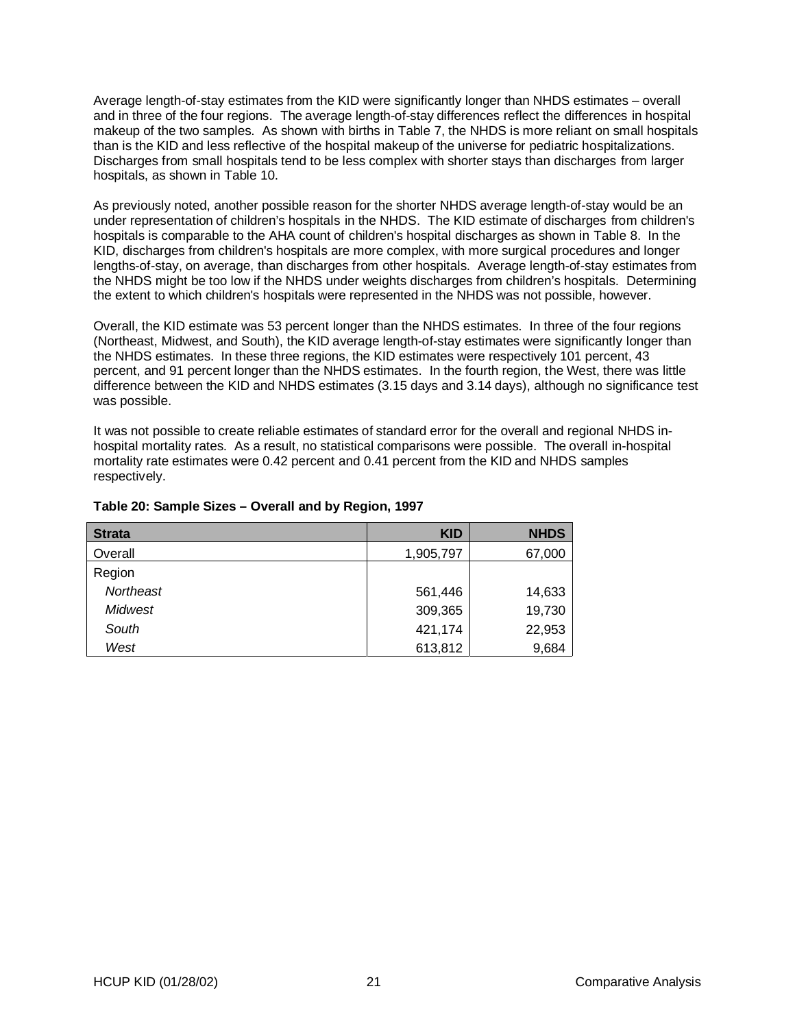Average length-of-stay estimates from the KID were significantly longer than NHDS estimates – overall and in three of the four regions. The average length-of-stay differences reflect the differences in hospital makeup of the two samples. As shown with births in Table 7, the NHDS is more reliant on small hospitals than is the KID and less reflective of the hospital makeup of the universe for pediatric hospitalizations. Discharges from small hospitals tend to be less complex with shorter stays than discharges from larger hospitals, as shown in Table 10.

As previously noted, another possible reason for the shorter NHDS average length-of-stay would be an under representation of children's hospitals in the NHDS. The KID estimate of discharges from children's hospitals is comparable to the AHA count of children's hospital discharges as shown in Table 8. In the KID, discharges from children's hospitals are more complex, with more surgical procedures and longer lengths-of-stay, on average, than discharges from other hospitals. Average length-of-stay estimates from the NHDS might be too low if the NHDS under weights discharges from children's hospitals. Determining the extent to which children's hospitals were represented in the NHDS was not possible, however.

Overall, the KID estimate was 53 percent longer than the NHDS estimates. In three of the four regions (Northeast, Midwest, and South), the KID average length-of-stay estimates were significantly longer than the NHDS estimates. In these three regions, the KID estimates were respectively 101 percent, 43 percent, and 91 percent longer than the NHDS estimates. In the fourth region, the West, there was little difference between the KID and NHDS estimates (3.15 days and 3.14 days), although no significance test was possible.

It was not possible to create reliable estimates of standard error for the overall and regional NHDS in-hospital mortality rates. As a result, no statistical comparisons were possible. The overall in-hospital mortality rate estimates were 0.42 percent and 0.41 percent from the KID and NHDS samples respectively.

**Table 20: Sample Sizes – Overall and by Region, 1997**

| Strata | KID | NHDS |
|---|---|---|
| Overall | 1,905,797 | 67,000 |
| Region | | |
| *Northeast* | 561,446 | 14,633 |
| *Midwest* | 309,365 | 19,730 |
| *South* | 421,174 | 22,953 |
| *West* | 613,812 | 9,684 |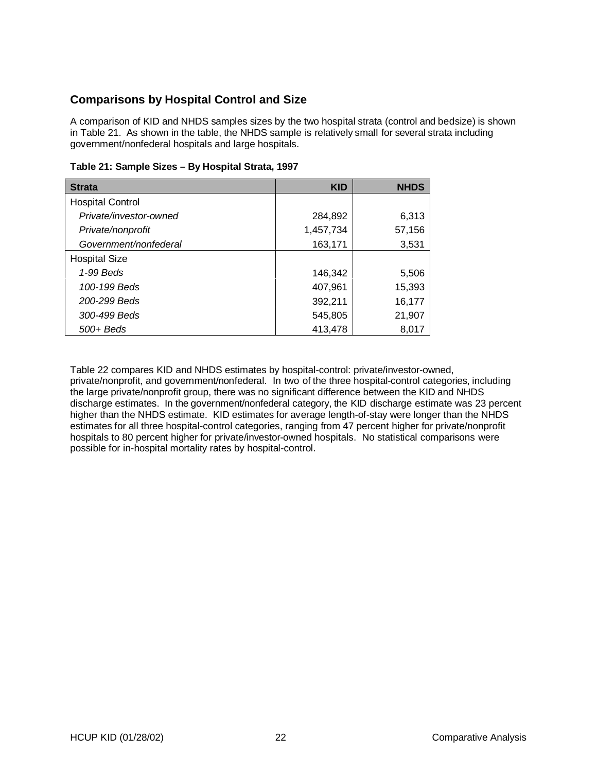## Comparisons by Hospital Control and Size

A comparison of KID and NHDS samples sizes by the two hospital strata (control and bedsize) is shown in Table 21. As shown in the table, the NHDS sample is relatively small for several strata including government/nonfederal hospitals and large hospitals.

**Table 21: Sample Sizes – By Hospital Strata, 1997**

| Strata | KID | NHDS |
|---|---:|---:|
| Hospital Control | | |
| *Private/investor-owned* | 284,892 | 6,313 |
| *Private/nonprofit* | 1,457,734 | 57,156 |
| *Government/nonfederal* | 163,171 | 3,531 |
| Hospital Size | | |
| *1-99 Beds* | 146,342 | 5,506 |
| *100-199 Beds* | 407,961 | 15,393 |
| *200-299 Beds* | 392,211 | 16,177 |
| *300-499 Beds* | 545,805 | 21,907 |
| *500+ Beds* | 413,478 | 8,017 |

Table 22 compares KID and NHDS estimates by hospital-control: private/investor-owned, private/nonprofit, and government/nonfederal. In two of the three hospital-control categories, including the large private/nonprofit group, there was no significant difference between the KID and NHDS discharge estimates. In the government/nonfederal category, the KID discharge estimate was 23 percent higher than the NHDS estimate. KID estimates for average length-of-stay were longer than the NHDS estimates for all three hospital-control categories, ranging from 47 percent higher for private/nonprofit hospitals to 80 percent higher for private/investor-owned hospitals. No statistical comparisons were possible for in-hospital mortality rates by hospital-control.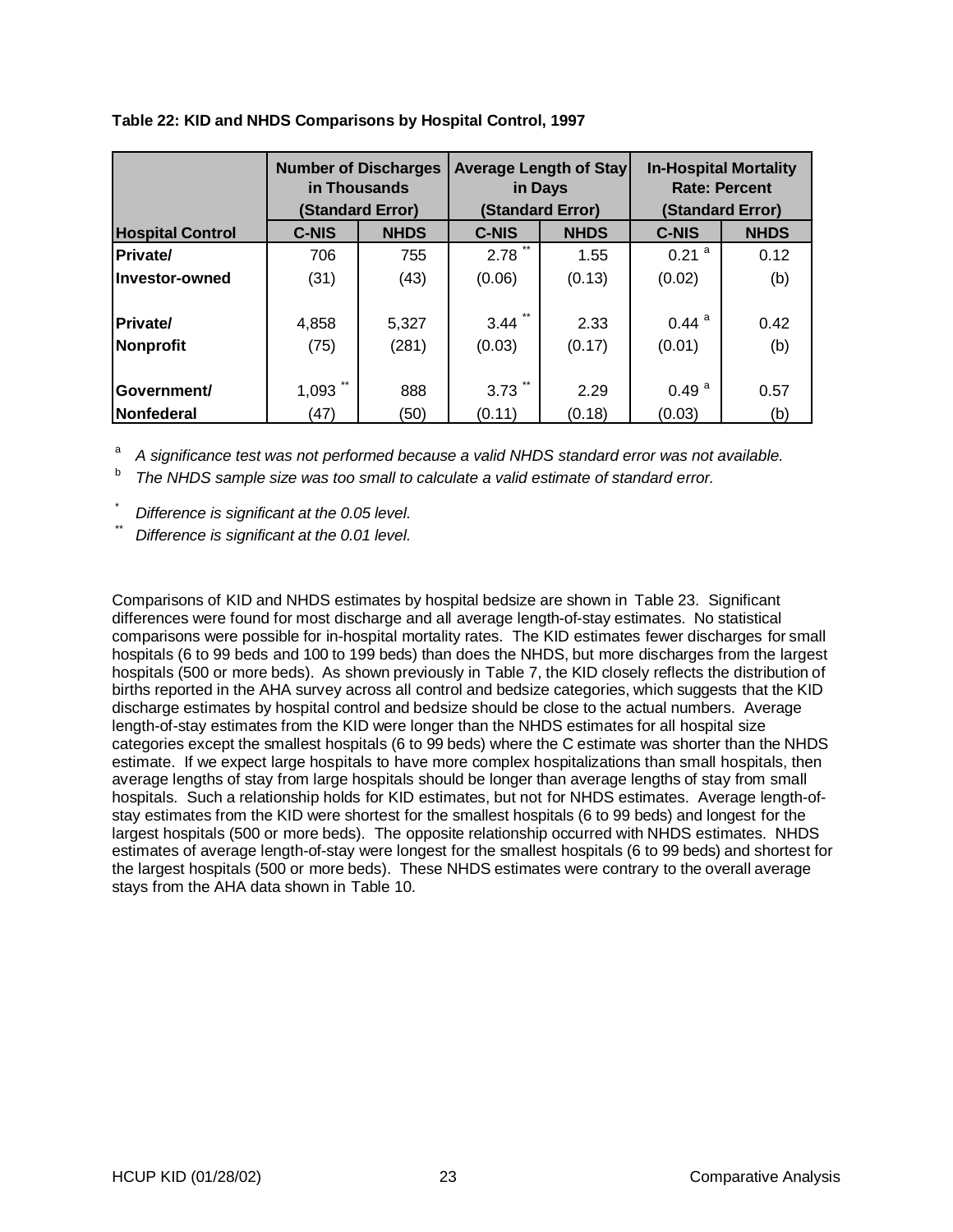**Table 22: KID and NHDS Comparisons by Hospital Control, 1997**

| Hospital Control | Number of Discharges in Thousands (Standard Error) | | Average Length of Stay in Days (Standard Error) | | In-Hospital Mortality Rate: Percent (Standard Error) | |
|---|---|---|---|---|---|---|
| | C-NIS | NHDS | C-NIS | NHDS | C-NIS | NHDS |
| Private/ | 706 | 755 | 2.78 ** | 1.55 | 0.21 [a] | 0.12 |
| Investor-owned | (31) | (43) | (0.06) | (0.13) | (0.02) | (b) |
| Private/ | 4,858 | 5,327 | 3.44 ** | 2.33 | 0.44 [a] | 0.42 |
| Nonprofit | (75) | (281) | (0.03) | (0.17) | (0.01) | (b) |
| Government/ | 1,093 ** | 888 | 3.73 ** | 2.29 | 0.49 [a] | 0.57 |
| Nonfederal | (47) | (50) | (0.11) | (0.18) | (0.03) | (b) |

[a] *A significance test was not performed because a valid NHDS standard error was not available.*

[b] *The NHDS sample size was too small to calculate a valid estimate of standard error.*

\* *Difference is significant at the 0.05 level.*

\*\* *Difference is significant at the 0.01 level.*

Comparisons of KID and NHDS estimates by hospital bedsize are shown in Table 23. Significant differences were found for most discharge and all average length-of-stay estimates. No statistical comparisons were possible for in-hospital mortality rates. The KID estimates fewer discharges for small hospitals (6 to 99 beds and 100 to 199 beds) than does the NHDS, but more discharges from the largest hospitals (500 or more beds). As shown previously in Table 7, the KID closely reflects the distribution of births reported in the AHA survey across all control and bedsize categories, which suggests that the KID discharge estimates by hospital control and bedsize should be close to the actual numbers. Average length-of-stay estimates from the KID were longer than the NHDS estimates for all hospital size categories except the smallest hospitals (6 to 99 beds) where the C estimate was shorter than the NHDS estimate. If we expect large hospitals to have more complex hospitalizations than small hospitals, then average lengths of stay from large hospitals should be longer than average lengths of stay from small hospitals. Such a relationship holds for KID estimates, but not for NHDS estimates. Average length-of-stay estimates from the KID were shortest for the smallest hospitals (6 to 99 beds) and longest for the largest hospitals (500 or more beds). The opposite relationship occurred with NHDS estimates. NHDS estimates of average length-of-stay were longest for the smallest hospitals (6 to 99 beds) and shortest for the largest hospitals (500 or more beds). These NHDS estimates were contrary to the overall average stays from the AHA data shown in Table 10.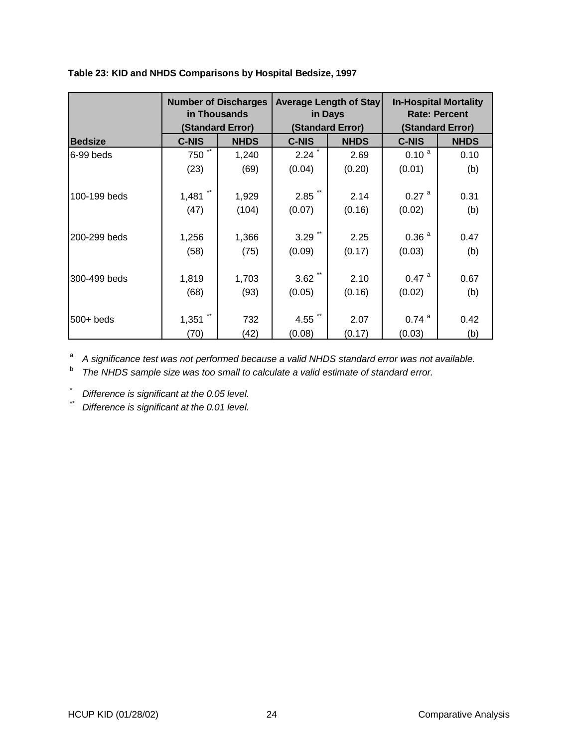**Table 23: KID and NHDS Comparisons by Hospital Bedsize, 1997**

| | Number of Discharges in Thousands (Standard Error) | | Average Length of Stay in Days (Standard Error) | | In-Hospital Mortality Rate: Percent (Standard Error) | |
|---|---|---|---|---|---|---|
| **Bedsize** | **C-NIS** | **NHDS** | **C-NIS** | **NHDS** | **C-NIS** | **NHDS** |
| 6-99 beds | 750 ** | 1,240 | 2.24 * | 2.69 | 0.10 [a] | 0.10 |
| | (23) | (69) | (0.04) | (0.20) | (0.01) | (b) |
| 100-199 beds | 1,481 ** | 1,929 | 2.85 ** | 2.14 | 0.27 [a] | 0.31 |
| | (47) | (104) | (0.07) | (0.16) | (0.02) | (b) |
| 200-299 beds | 1,256 | 1,366 | 3.29 ** | 2.25 | 0.36 [a] | 0.47 |
| | (58) | (75) | (0.09) | (0.17) | (0.03) | (b) |
| 300-499 beds | 1,819 | 1,703 | 3.62 ** | 2.10 | 0.47 [a] | 0.67 |
| | (68) | (93) | (0.05) | (0.16) | (0.02) | (b) |
| 500+ beds | 1,351 ** | 732 | 4.55 ** | 2.07 | 0.74 [a] | 0.42 |
| | (70) | (42) | (0.08) | (0.17) | (0.03) | (b) |

[a] *A significance test was not performed because a valid NHDS standard error was not available.*

[b] *The NHDS sample size was too small to calculate a valid estimate of standard error.*

\* *Difference is significant at the 0.05 level.*

\*\* *Difference is significant at the 0.01 level.*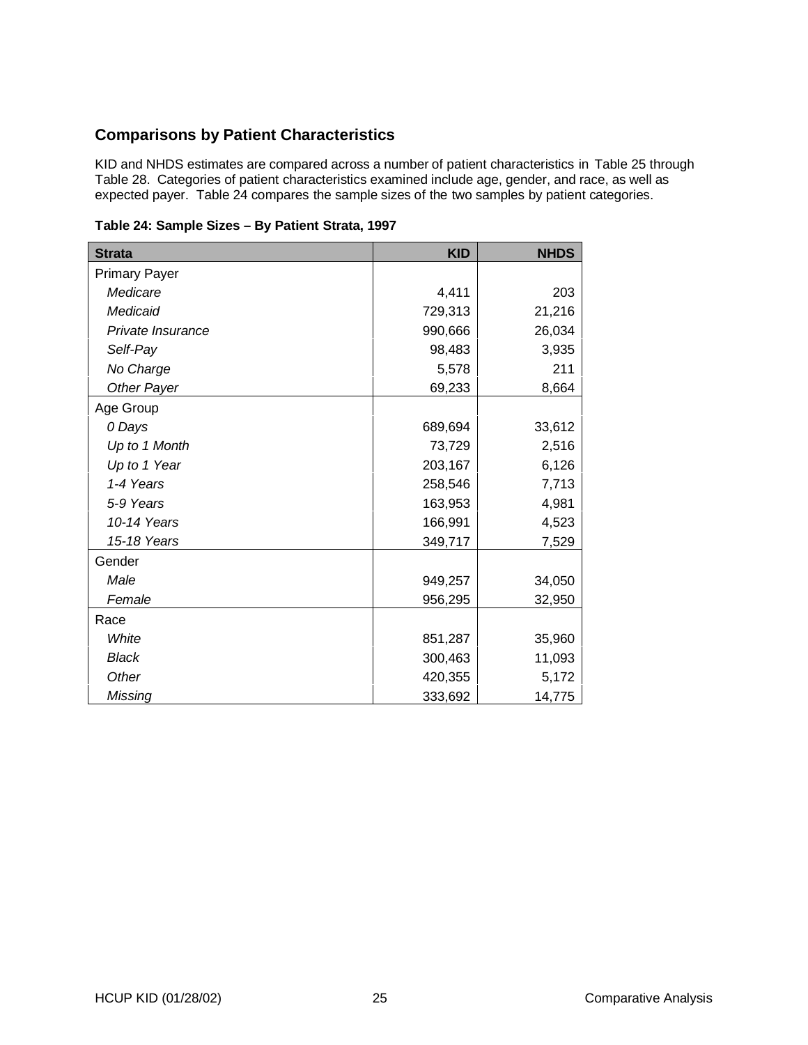## Comparisons by Patient Characteristics

KID and NHDS estimates are compared across a number of patient characteristics in Table 25 through Table 28. Categories of patient characteristics examined include age, gender, and race, as well as expected payer. Table 24 compares the sample sizes of the two samples by patient categories.

**Table 24: Sample Sizes – By Patient Strata, 1997**

| Strata | KID | NHDS |
|---|---:|---:|
| Primary Payer | | |
| *Medicare* | 4,411 | 203 |
| *Medicaid* | 729,313 | 21,216 |
| *Private Insurance* | 990,666 | 26,034 |
| *Self-Pay* | 98,483 | 3,935 |
| *No Charge* | 5,578 | 211 |
| *Other Payer* | 69,233 | 8,664 |
| Age Group | | |
| *0 Days* | 689,694 | 33,612 |
| *Up to 1 Month* | 73,729 | 2,516 |
| *Up to 1 Year* | 203,167 | 6,126 |
| *1-4 Years* | 258,546 | 7,713 |
| *5-9 Years* | 163,953 | 4,981 |
| *10-14 Years* | 166,991 | 4,523 |
| *15-18 Years* | 349,717 | 7,529 |
| Gender | | |
| *Male* | 949,257 | 34,050 |
| *Female* | 956,295 | 32,950 |
| Race | | |
| *White* | 851,287 | 35,960 |
| *Black* | 300,463 | 11,093 |
| *Other* | 420,355 | 5,172 |
| *Missing* | 333,692 | 14,775 |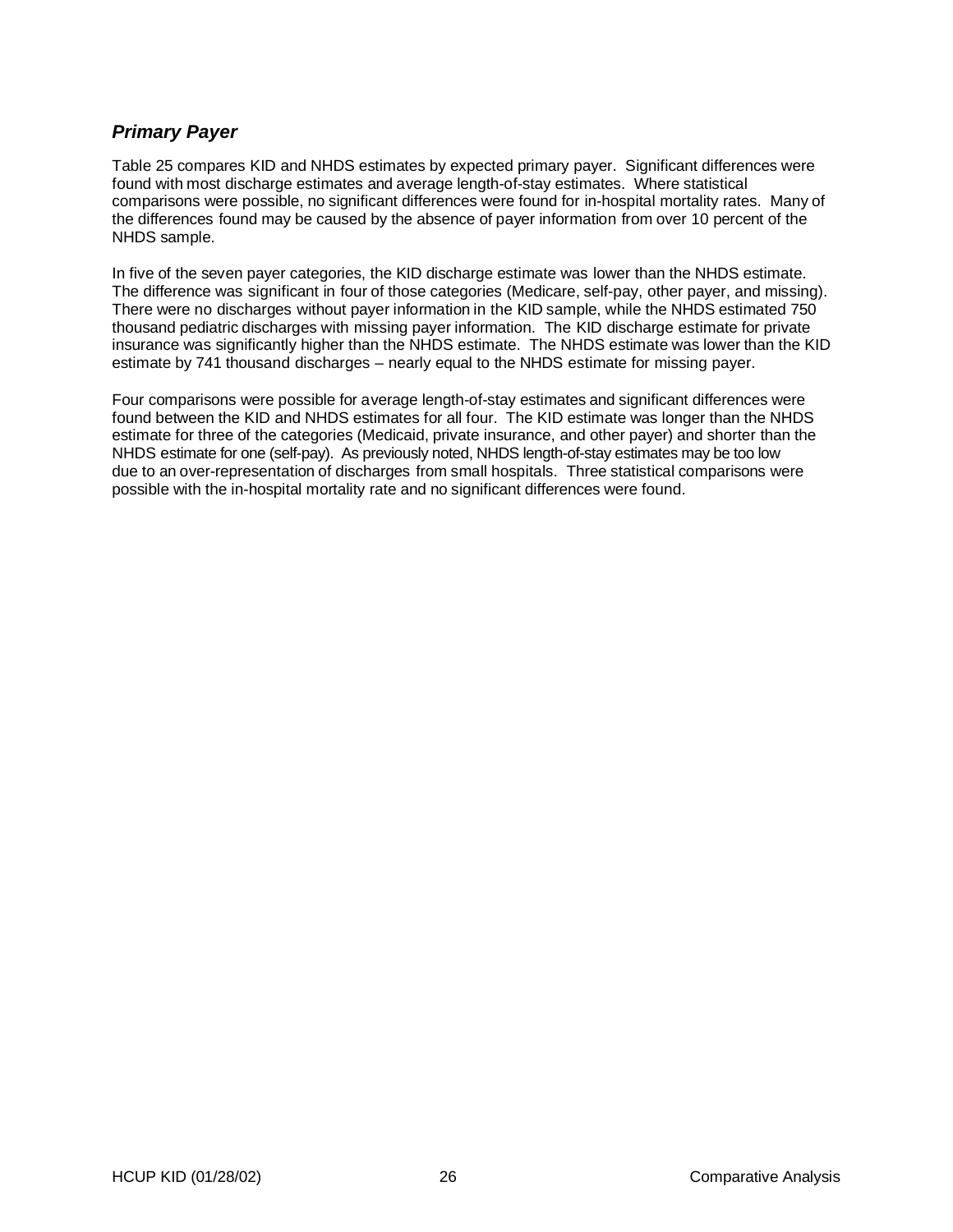## *Primary Payer*

Table 25 compares KID and NHDS estimates by expected primary payer. Significant differences were found with most discharge estimates and average length-of-stay estimates. Where statistical comparisons were possible, no significant differences were found for in-hospital mortality rates. Many of the differences found may be caused by the absence of payer information from over 10 percent of the NHDS sample.

In five of the seven payer categories, the KID discharge estimate was lower than the NHDS estimate. The difference was significant in four of those categories (Medicare, self-pay, other payer, and missing). There were no discharges without payer information in the KID sample, while the NHDS estimated 750 thousand pediatric discharges with missing payer information. The KID discharge estimate for private insurance was significantly higher than the NHDS estimate. The NHDS estimate was lower than the KID estimate by 741 thousand discharges – nearly equal to the NHDS estimate for missing payer.

Four comparisons were possible for average length-of-stay estimates and significant differences were found between the KID and NHDS estimates for all four. The KID estimate was longer than the NHDS estimate for three of the categories (Medicaid, private insurance, and other payer) and shorter than the NHDS estimate for one (self-pay). As previously noted, NHDS length-of-stay estimates may be too low due to an over-representation of discharges from small hospitals. Three statistical comparisons were possible with the in-hospital mortality rate and no significant differences were found.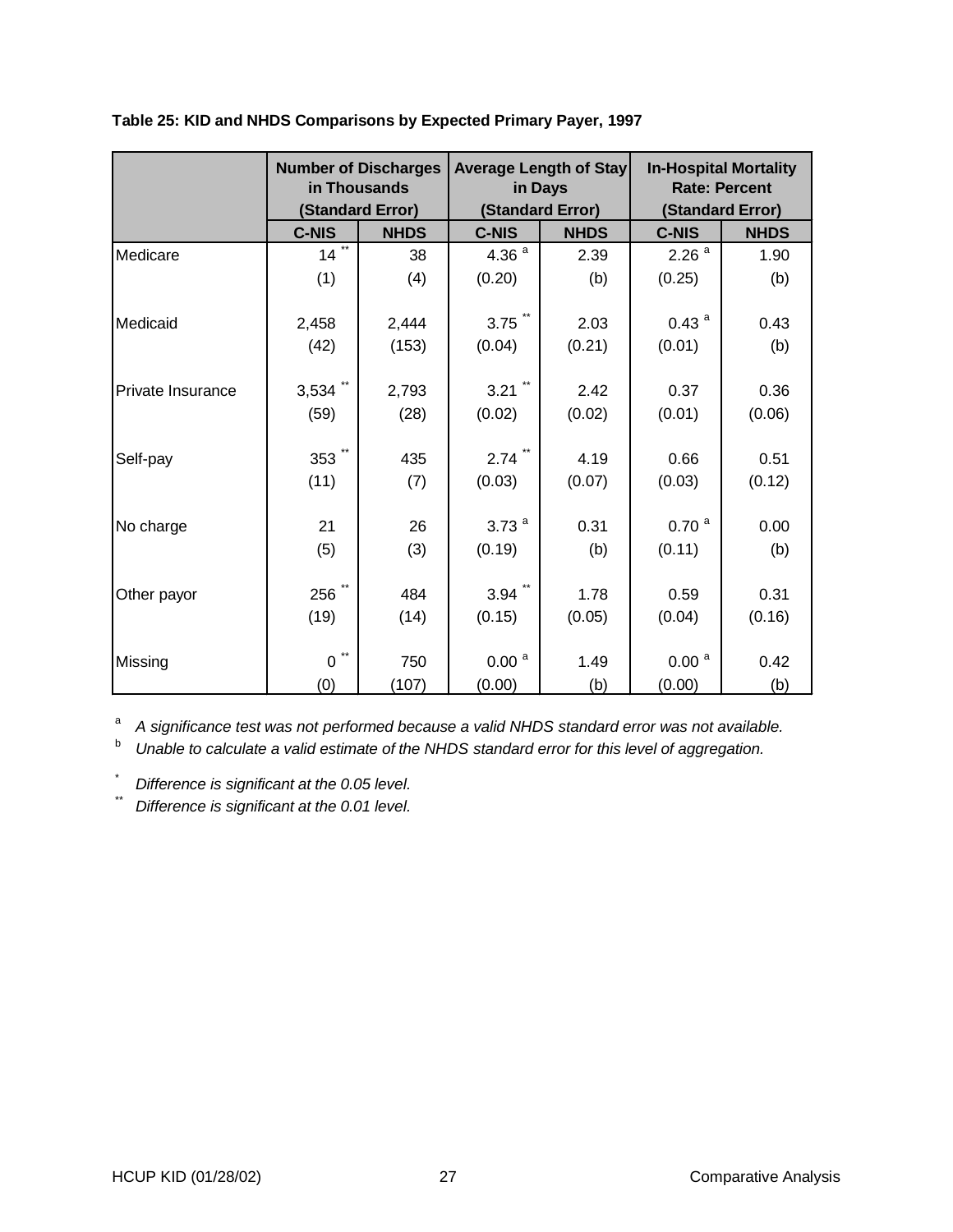**Table 25: KID and NHDS Comparisons by Expected Primary Payer, 1997**

| | Number of Discharges in Thousands (Standard Error) | | Average Length of Stay in Days (Standard Error) | | In-Hospital Mortality Rate: Percent (Standard Error) | |
|---|---|---|---|---|---|---|
| | C-NIS | NHDS | C-NIS | NHDS | C-NIS | NHDS |
| Medicare | 14 ** | 38 | 4.36 [a] | 2.39 | 2.26 [a] | 1.90 |
| | (1) | (4) | (0.20) | (b) | (0.25) | (b) |
| Medicaid | 2,458 | 2,444 | 3.75 ** | 2.03 | 0.43 [a] | 0.43 |
| | (42) | (153) | (0.04) | (0.21) | (0.01) | (b) |
| Private Insurance | 3,534 ** | 2,793 | 3.21 ** | 2.42 | 0.37 | 0.36 |
| | (59) | (28) | (0.02) | (0.02) | (0.01) | (0.06) |
| Self-pay | 353 ** | 435 | 2.74 ** | 4.19 | 0.66 | 0.51 |
| | (11) | (7) | (0.03) | (0.07) | (0.03) | (0.12) |
| No charge | 21 | 26 | 3.73 [a] | 0.31 | 0.70 [a] | 0.00 |
| | (5) | (3) | (0.19) | (b) | (0.11) | (b) |
| Other payor | 256 ** | 484 | 3.94 ** | 1.78 | 0.59 | 0.31 |
| | (19) | (14) | (0.15) | (0.05) | (0.04) | (0.16) |
| Missing | 0 ** | 750 | 0.00 [a] | 1.49 | 0.00 [a] | 0.42 |
| | (0) | (107) | (0.00) | (b) | (0.00) | (b) |

[a] *A significance test was not performed because a valid NHDS standard error was not available.*

[b] *Unable to calculate a valid estimate of the NHDS standard error for this level of aggregation.*

\* *Difference is significant at the 0.05 level.*

\*\* *Difference is significant at the 0.01 level.*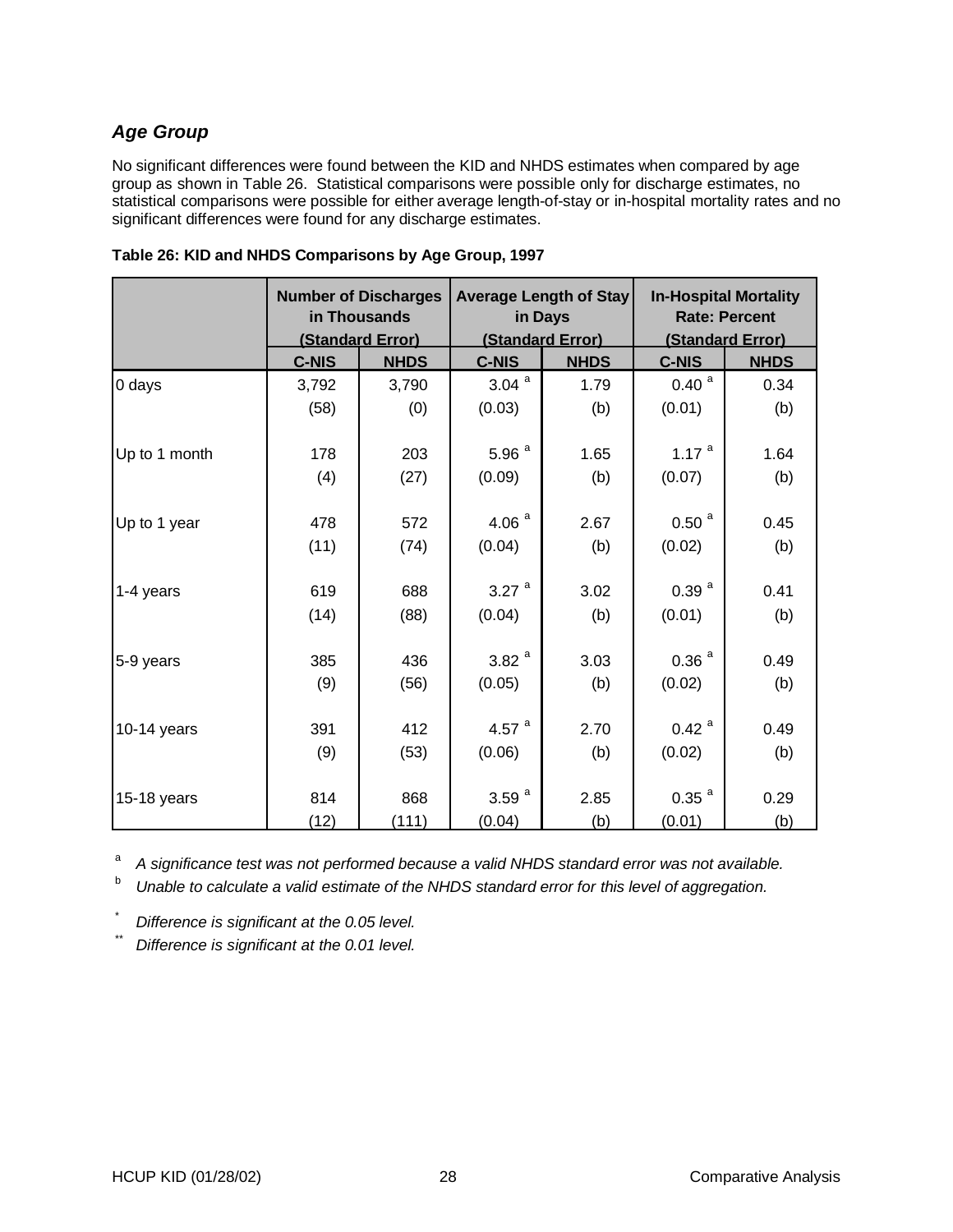### *Age Group*

No significant differences were found between the KID and NHDS estimates when compared by age group as shown in Table 26. Statistical comparisons were possible only for discharge estimates, no statistical comparisons were possible for either average length-of-stay or in-hospital mortality rates and no significant differences were found for any discharge estimates.

**Table 26: KID and NHDS Comparisons by Age Group, 1997**

| | Number of Discharges in Thousands (Standard Error) | | Average Length of Stay in Days (Standard Error) | | In-Hospital Mortality Rate: Percent (Standard Error) | |
|---|---|---|---|---|---|---|
| | C-NIS | NHDS | C-NIS | NHDS | C-NIS | NHDS |
| 0 days | 3,792 | 3,790 | 3.04 [a] | 1.79 | 0.40 [a] | 0.34 |
| | (58) | (0) | (0.03) | (b) | (0.01) | (b) |
| Up to 1 month | 178 | 203 | 5.96 [a] | 1.65 | 1.17 [a] | 1.64 |
| | (4) | (27) | (0.09) | (b) | (0.07) | (b) |
| Up to 1 year | 478 | 572 | 4.06 [a] | 2.67 | 0.50 [a] | 0.45 |
| | (11) | (74) | (0.04) | (b) | (0.02) | (b) |
| 1-4 years | 619 | 688 | 3.27 [a] | 3.02 | 0.39 [a] | 0.41 |
| | (14) | (88) | (0.04) | (b) | (0.01) | (b) |
| 5-9 years | 385 | 436 | 3.82 [a] | 3.03 | 0.36 [a] | 0.49 |
| | (9) | (56) | (0.05) | (b) | (0.02) | (b) |
| 10-14 years | 391 | 412 | 4.57 [a] | 2.70 | 0.42 [a] | 0.49 |
| | (9) | (53) | (0.06) | (b) | (0.02) | (b) |
| 15-18 years | 814 | 868 | 3.59 [a] | 2.85 | 0.35 [a] | 0.29 |
| | (12) | (111) | (0.04) | (b) | (0.01) | (b) |

[a] *A significance test was not performed because a valid NHDS standard error was not available.*
[b] *Unable to calculate a valid estimate of the NHDS standard error for this level of aggregation.*

[*] *Difference is significant at the 0.05 level.*
[**] *Difference is significant at the 0.01 level.*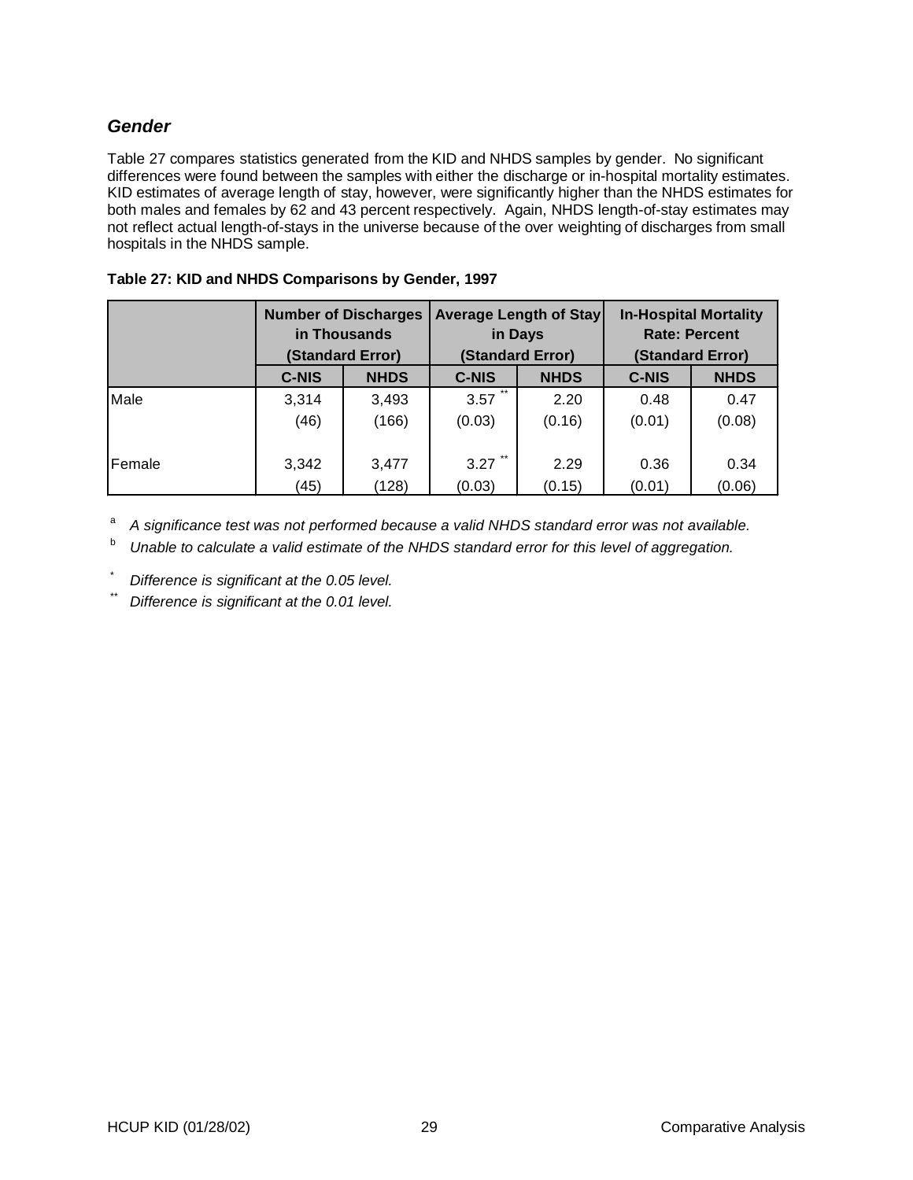### *Gender*

Table 27 compares statistics generated from the KID and NHDS samples by gender. No significant differences were found between the samples with either the discharge or in-hospital mortality estimates. KID estimates of average length of stay, however, were significantly higher than the NHDS estimates for both males and females by 62 and 43 percent respectively. Again, NHDS length-of-stay estimates may not reflect actual length-of-stays in the universe because of the over weighting of discharges from small hospitals in the NHDS sample.

**Table 27: KID and NHDS Comparisons by Gender, 1997**

| | Number of Discharges in Thousands (Standard Error) | | Average Length of Stay in Days (Standard Error) | | In-Hospital Mortality Rate: Percent (Standard Error) | |
|---|---|---|---|---|---|---|
| | **C-NIS** | **NHDS** | **C-NIS** | **NHDS** | **C-NIS** | **NHDS** |
| Male | 3,314 | 3,493 | 3.57 ** | 2.20 | 0.48 | 0.47 |
| | (46) | (166) | (0.03) | (0.16) | (0.01) | (0.08) |
| Female | 3,342 | 3,477 | 3.27 ** | 2.29 | 0.36 | 0.34 |
| | (45) | (128) | (0.03) | (0.15) | (0.01) | (0.06) |

[a] *A significance test was not performed because a valid NHDS standard error was not available.*

[b] *Unable to calculate a valid estimate of the NHDS standard error for this level of aggregation.*

\* *Difference is significant at the 0.05 level.*

\*\* *Difference is significant at the 0.01 level.*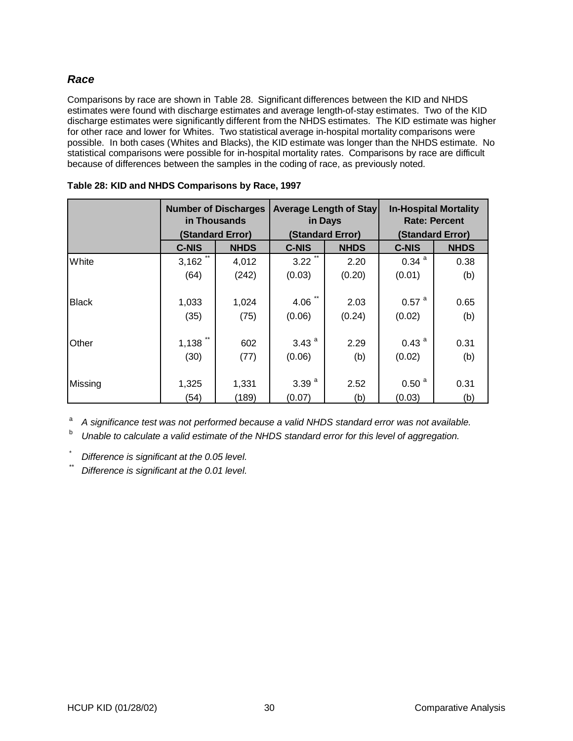### *Race*

Comparisons by race are shown in Table 28. Significant differences between the KID and NHDS estimates were found with discharge estimates and average length-of-stay estimates. Two of the KID discharge estimates were significantly different from the NHDS estimates. The KID estimate was higher for other race and lower for Whites. Two statistical average in-hospital mortality comparisons were possible. In both cases (Whites and Blacks), the KID estimate was longer than the NHDS estimate. No statistical comparisons were possible for in-hospital mortality rates. Comparisons by race are difficult because of differences between the samples in the coding of race, as previously noted.

**Table 28: KID and NHDS Comparisons by Race, 1997**

| | Number of Discharges in Thousands (Standard Error) | | Average Length of Stay in Days (Standard Error) | | In-Hospital Mortality Rate: Percent (Standard Error) | |
|---|---|---|---|---|---|---|
| | **C-NIS** | **NHDS** | **C-NIS** | **NHDS** | **C-NIS** | **NHDS** |
| White | 3,162 ** | 4,012 | 3.22 ** | 2.20 | 0.34 [a] | 0.38 |
| | (64) | (242) | (0.03) | (0.20) | (0.01) | (b) |
| Black | 1,033 | 1,024 | 4.06 ** | 2.03 | 0.57 [a] | 0.65 |
| | (35) | (75) | (0.06) | (0.24) | (0.02) | (b) |
| Other | 1,138 ** | 602 | 3.43 [a] | 2.29 | 0.43 [a] | 0.31 |
| | (30) | (77) | (0.06) | (b) | (0.02) | (b) |
| Missing | 1,325 | 1,331 | 3.39 [a] | 2.52 | 0.50 [a] | 0.31 |
| | (54) | (189) | (0.07) | (b) | (0.03) | (b) |

[a] *A significance test was not performed because a valid NHDS standard error was not available.*

[b] *Unable to calculate a valid estimate of the NHDS standard error for this level of aggregation.*

\* *Difference is significant at the 0.05 level.*

\*\* *Difference is significant at the 0.01 level.*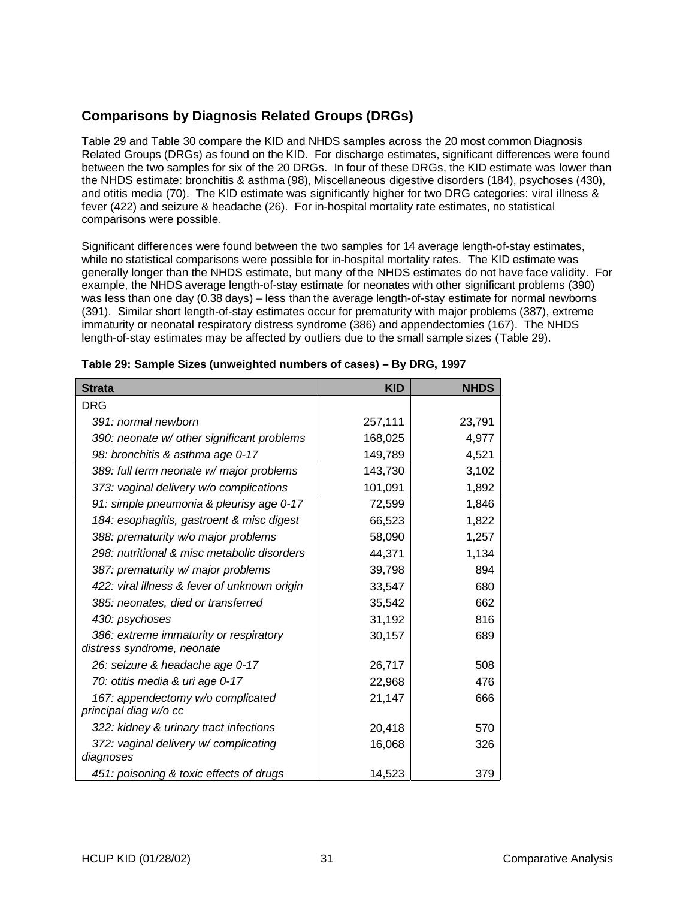## Comparisons by Diagnosis Related Groups (DRGs)

Table 29 and Table 30 compare the KID and NHDS samples across the 20 most common Diagnosis Related Groups (DRGs) as found on the KID. For discharge estimates, significant differences were found between the two samples for six of the 20 DRGs. In four of these DRGs, the KID estimate was lower than the NHDS estimate: bronchitis & asthma (98), Miscellaneous digestive disorders (184), psychoses (430), and otitis media (70). The KID estimate was significantly higher for two DRG categories: viral illness & fever (422) and seizure & headache (26). For in-hospital mortality rate estimates, no statistical comparisons were possible.

Significant differences were found between the two samples for 14 average length-of-stay estimates, while no statistical comparisons were possible for in-hospital mortality rates. The KID estimate was generally longer than the NHDS estimate, but many of the NHDS estimates do not have face validity. For example, the NHDS average length-of-stay estimate for neonates with other significant problems (390) was less than one day (0.38 days) – less than the average length-of-stay estimate for normal newborns (391). Similar short length-of-stay estimates occur for prematurity with major problems (387), extreme immaturity or neonatal respiratory distress syndrome (386) and appendectomies (167). The NHDS length-of-stay estimates may be affected by outliers due to the small sample sizes (Table 29).

**Table 29: Sample Sizes (unweighted numbers of cases) – By DRG, 1997**

| Strata | KID | NHDS |
|---|---:|---:|
| DRG | | |
| *391: normal newborn* | 257,111 | 23,791 |
| *390: neonate w/ other significant problems* | 168,025 | 4,977 |
| *98: bronchitis & asthma age 0-17* | 149,789 | 4,521 |
| *389: full term neonate w/ major problems* | 143,730 | 3,102 |
| *373: vaginal delivery w/o complications* | 101,091 | 1,892 |
| *91: simple pneumonia & pleurisy age 0-17* | 72,599 | 1,846 |
| *184: esophagitis, gastroent & misc digest* | 66,523 | 1,822 |
| *388: prematurity w/o major problems* | 58,090 | 1,257 |
| *298: nutritional & misc metabolic disorders* | 44,371 | 1,134 |
| *387: prematurity w/ major problems* | 39,798 | 894 |
| *422: viral illness & fever of unknown origin* | 33,547 | 680 |
| *385: neonates, died or transferred* | 35,542 | 662 |
| *430: psychoses* | 31,192 | 816 |
| *386: extreme immaturity or respiratory distress syndrome, neonate* | 30,157 | 689 |
| *26: seizure & headache age 0-17* | 26,717 | 508 |
| *70: otitis media & uri age 0-17* | 22,968 | 476 |
| *167: appendectomy w/o complicated principal diag w/o cc* | 21,147 | 666 |
| *322: kidney & urinary tract infections* | 20,418 | 570 |
| *372: vaginal delivery w/ complicating diagnoses* | 16,068 | 326 |
| *451: poisoning & toxic effects of drugs* | 14,523 | 379 |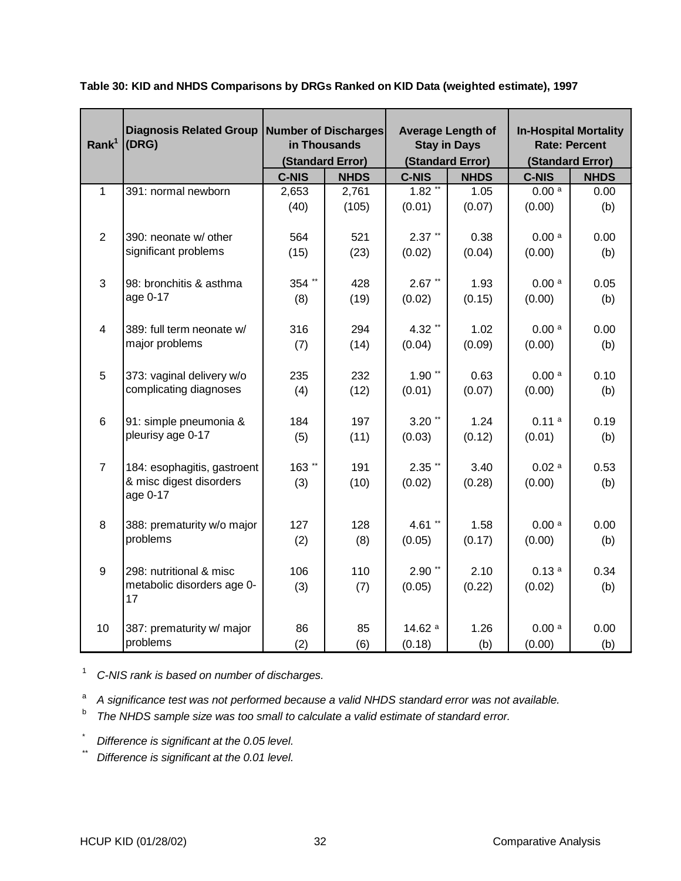**Table 30: KID and NHDS Comparisons by DRGs Ranked on KID Data (weighted estimate), 1997**

| Rank[1] | Diagnosis Related Group (DRG) | Number of Discharges in Thousands (Standard Error) | | Average Length of Stay in Days (Standard Error) | | In-Hospital Mortality Rate: Percent (Standard Error) | |
|---|---|---|---|---|---|---|---|
| | | C-NIS | NHDS | C-NIS | NHDS | C-NIS | NHDS |
| 1 | 391: normal newborn | 2,653 (40) | 2,761 (105) | 1.82 ** (0.01) | 1.05 (0.07) | 0.00 a (0.00) | 0.00 (b) |
| 2 | 390: neonate w/ other significant problems | 564 (15) | 521 (23) | 2.37 ** (0.02) | 0.38 (0.04) | 0.00 a (0.00) | 0.00 (b) |
| 3 | 98: bronchitis & asthma age 0-17 | 354 ** (8) | 428 (19) | 2.67 ** (0.02) | 1.93 (0.15) | 0.00 a (0.00) | 0.05 (b) |
| 4 | 389: full term neonate w/ major problems | 316 (7) | 294 (14) | 4.32 ** (0.04) | 1.02 (0.09) | 0.00 a (0.00) | 0.00 (b) |
| 5 | 373: vaginal delivery w/o complicating diagnoses | 235 (4) | 232 (12) | 1.90 ** (0.01) | 0.63 (0.07) | 0.00 a (0.00) | 0.10 (b) |
| 6 | 91: simple pneumonia & pleurisy age 0-17 | 184 (5) | 197 (11) | 3.20 ** (0.03) | 1.24 (0.12) | 0.11 a (0.01) | 0.19 (b) |
| 7 | 184: esophagitis, gastroent & misc digest disorders age 0-17 | 163 ** (3) | 191 (10) | 2.35 ** (0.02) | 3.40 (0.28) | 0.02 a (0.00) | 0.53 (b) |
| 8 | 388: prematurity w/o major problems | 127 (2) | 128 (8) | 4.61 ** (0.05) | 1.58 (0.17) | 0.00 a (0.00) | 0.00 (b) |
| 9 | 298: nutritional & misc metabolic disorders age 0-17 | 106 (3) | 110 (7) | 2.90 ** (0.05) | 2.10 (0.22) | 0.13 a (0.02) | 0.34 (b) |
| 10 | 387: prematurity w/ major problems | 86 (2) | 85 (6) | 14.62 a (0.18) | 1.26 (b) | 0.00 a (0.00) | 0.00 (b) |

[1] *C-NIS rank is based on number of discharges.*

[a] *A significance test was not performed because a valid NHDS standard error was not available.*

[b] *The NHDS sample size was too small to calculate a valid estimate of standard error.*

[*] *Difference is significant at the 0.05 level.*

[**] *Difference is significant at the 0.01 level.*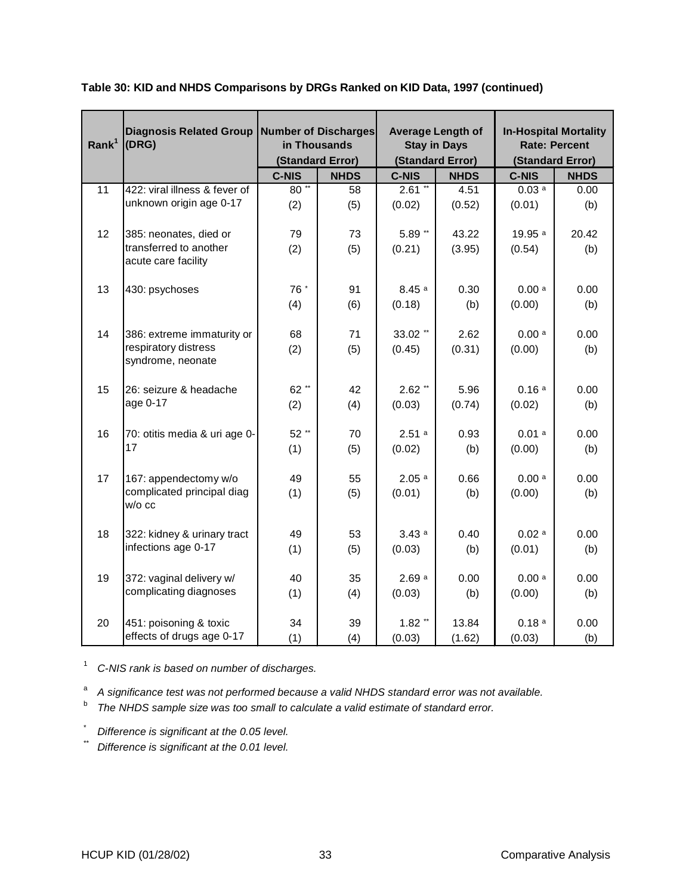**Table 30: KID and NHDS Comparisons by DRGs Ranked on KID Data, 1997 (continued)**

| Rank[1] | Diagnosis Related Group (DRG) | Number of Discharges in Thousands (Standard Error) | | Average Length of Stay in Days (Standard Error) | | In-Hospital Mortality Rate: Percent (Standard Error) | |
|---|---|---|---|---|---|---|---|
| | | C-NIS | NHDS | C-NIS | NHDS | C-NIS | NHDS |
| 11 | 422: viral illness & fever of unknown origin age 0-17 | 80 ** (2) | 58 (5) | 2.61 ** (0.02) | 4.51 (0.52) | 0.03 a (0.01) | 0.00 (b) |
| 12 | 385: neonates, died or transferred to another acute care facility | 79 (2) | 73 (5) | 5.89 ** (0.21) | 43.22 (3.95) | 19.95 a (0.54) | 20.42 (b) |
| 13 | 430: psychoses | 76 * (4) | 91 (6) | 8.45 a (0.18) | 0.30 (b) | 0.00 a (0.00) | 0.00 (b) |
| 14 | 386: extreme immaturity or respiratory distress syndrome, neonate | 68 (2) | 71 (5) | 33.02 ** (0.45) | 2.62 (0.31) | 0.00 a (0.00) | 0.00 (b) |
| 15 | 26: seizure & headache age 0-17 | 62 ** (2) | 42 (4) | 2.62 ** (0.03) | 5.96 (0.74) | 0.16 a (0.02) | 0.00 (b) |
| 16 | 70: otitis media & uri age 0-17 | 52 ** (1) | 70 (5) | 2.51 a (0.02) | 0.93 (b) | 0.01 a (0.00) | 0.00 (b) |
| 17 | 167: appendectomy w/o complicated principal diag w/o cc | 49 (1) | 55 (5) | 2.05 a (0.01) | 0.66 (b) | 0.00 a (0.00) | 0.00 (b) |
| 18 | 322: kidney & urinary tract infections age 0-17 | 49 (1) | 53 (5) | 3.43 a (0.03) | 0.40 (b) | 0.02 a (0.01) | 0.00 (b) |
| 19 | 372: vaginal delivery w/ complicating diagnoses | 40 (1) | 35 (4) | 2.69 a (0.03) | 0.00 (b) | 0.00 a (0.00) | 0.00 (b) |
| 20 | 451: poisoning & toxic effects of drugs age 0-17 | 34 (1) | 39 (4) | 1.82 ** (0.03) | 13.84 (1.62) | 0.18 a (0.03) | 0.00 (b) |

[1] *C-NIS rank is based on number of discharges.*

[a] *A significance test was not performed because a valid NHDS standard error was not available.*

[b] *The NHDS sample size was too small to calculate a valid estimate of standard error.*

[*] *Difference is significant at the 0.05 level.*

[**] *Difference is significant at the 0.01 level.*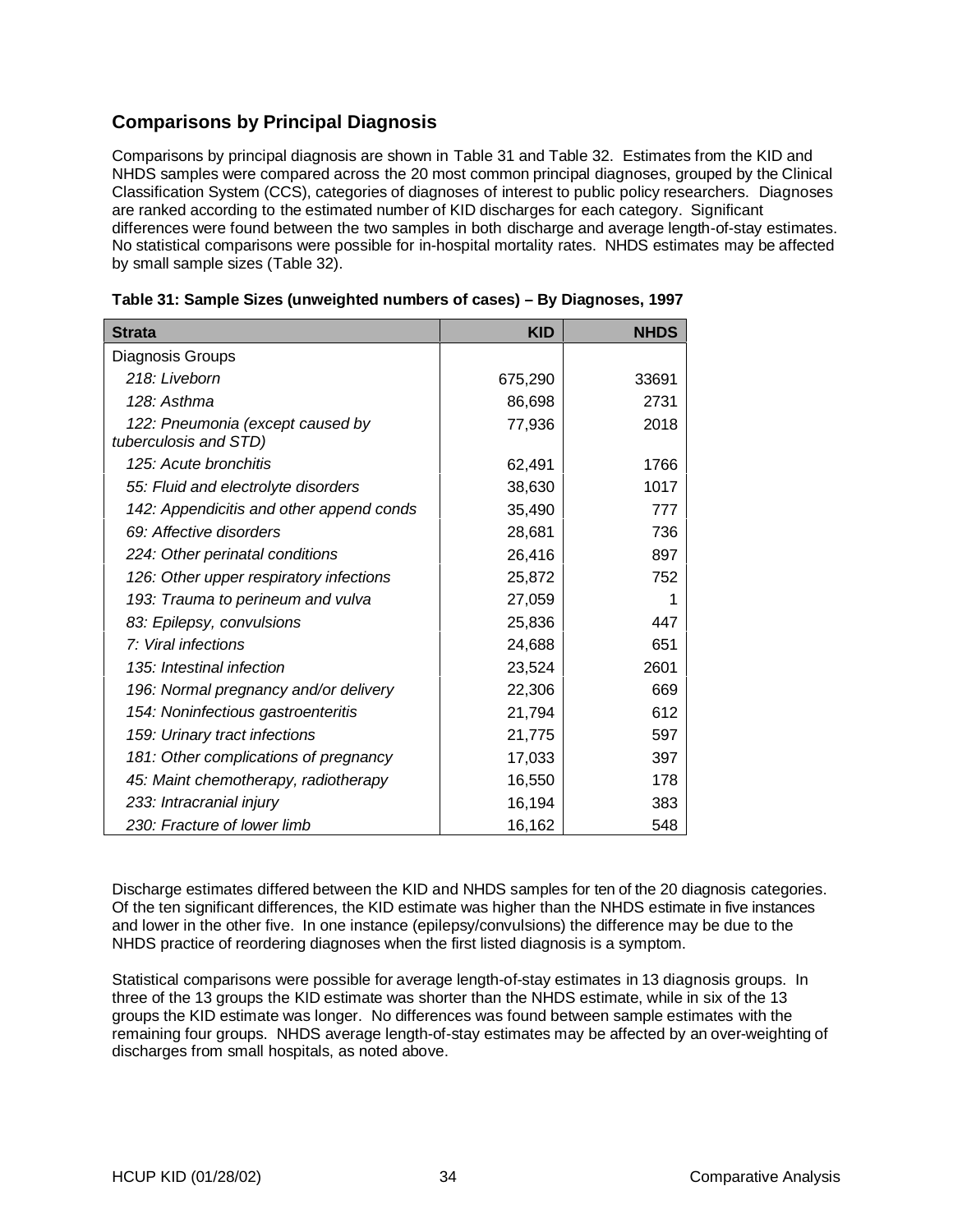## Comparisons by Principal Diagnosis

Comparisons by principal diagnosis are shown in Table 31 and Table 32. Estimates from the KID and NHDS samples were compared across the 20 most common principal diagnoses, grouped by the Clinical Classification System (CCS), categories of diagnoses of interest to public policy researchers. Diagnoses are ranked according to the estimated number of KID discharges for each category. Significant differences were found between the two samples in both discharge and average length-of-stay estimates. No statistical comparisons were possible for in-hospital mortality rates. NHDS estimates may be affected by small sample sizes (Table 32).

**Table 31: Sample Sizes (unweighted numbers of cases) – By Diagnoses, 1997**

| Strata | KID | NHDS |
|---|---|---|
| Diagnosis Groups | | |
| *218: Liveborn* | 675,290 | 33691 |
| *128: Asthma* | 86,698 | 2731 |
| *122: Pneumonia (except caused by tuberculosis and STD)* | 77,936 | 2018 |
| *125: Acute bronchitis* | 62,491 | 1766 |
| *55: Fluid and electrolyte disorders* | 38,630 | 1017 |
| *142: Appendicitis and other append conds* | 35,490 | 777 |
| *69: Affective disorders* | 28,681 | 736 |
| *224: Other perinatal conditions* | 26,416 | 897 |
| *126: Other upper respiratory infections* | 25,872 | 752 |
| *193: Trauma to perineum and vulva* | 27,059 | 1 |
| *83: Epilepsy, convulsions* | 25,836 | 447 |
| *7: Viral infections* | 24,688 | 651 |
| *135: Intestinal infection* | 23,524 | 2601 |
| *196: Normal pregnancy and/or delivery* | 22,306 | 669 |
| *154: Noninfectious gastroenteritis* | 21,794 | 612 |
| *159: Urinary tract infections* | 21,775 | 597 |
| *181: Other complications of pregnancy* | 17,033 | 397 |
| *45: Maint chemotherapy, radiotherapy* | 16,550 | 178 |
| *233: Intracranial injury* | 16,194 | 383 |
| *230: Fracture of lower limb* | 16,162 | 548 |

Discharge estimates differed between the KID and NHDS samples for ten of the 20 diagnosis categories. Of the ten significant differences, the KID estimate was higher than the NHDS estimate in five instances and lower in the other five. In one instance (epilepsy/convulsions) the difference may be due to the NHDS practice of reordering diagnoses when the first listed diagnosis is a symptom.

Statistical comparisons were possible for average length-of-stay estimates in 13 diagnosis groups. In three of the 13 groups the KID estimate was shorter than the NHDS estimate, while in six of the 13 groups the KID estimate was longer. No differences was found between sample estimates with the remaining four groups. NHDS average length-of-stay estimates may be affected by an over-weighting of discharges from small hospitals, as noted above.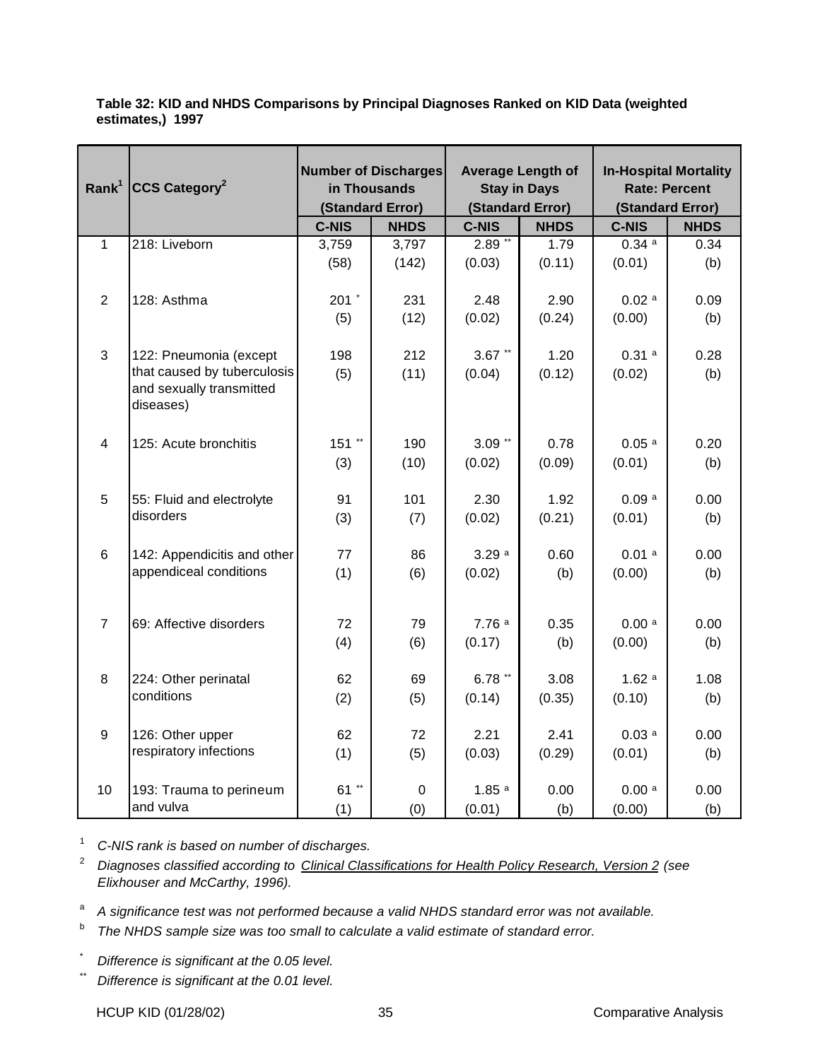**Table 32: KID and NHDS Comparisons by Principal Diagnoses Ranked on KID Data (weighted estimates,) 1997**

| Rank[1] | CCS Category[2] | Number of Discharges in Thousands (Standard Error) | | Average Length of Stay in Days (Standard Error) | | In-Hospital Mortality Rate: Percent (Standard Error) | |
|---|---|---|---|---|---|---|---|
| | | C-NIS | NHDS | C-NIS | NHDS | C-NIS | NHDS |
| 1 | 218: Liveborn | 3,759 (58) | 3,797 (142) | 2.89 ** (0.03) | 1.79 (0.11) | 0.34 a (0.01) | 0.34 (b) |
| 2 | 128: Asthma | 201 * (5) | 231 (12) | 2.48 (0.02) | 2.90 (0.24) | 0.02 a (0.00) | 0.09 (b) |
| 3 | 122: Pneumonia (except that caused by tuberculosis and sexually transmitted diseases) | 198 (5) | 212 (11) | 3.67 ** (0.04) | 1.20 (0.12) | 0.31 a (0.02) | 0.28 (b) |
| 4 | 125: Acute bronchitis | 151 ** (3) | 190 (10) | 3.09 ** (0.02) | 0.78 (0.09) | 0.05 a (0.01) | 0.20 (b) |
| 5 | 55: Fluid and electrolyte disorders | 91 (3) | 101 (7) | 2.30 (0.02) | 1.92 (0.21) | 0.09 a (0.01) | 0.00 (b) |
| 6 | 142: Appendicitis and other appendiceal conditions | 77 (1) | 86 (6) | 3.29 a (0.02) | 0.60 (b) | 0.01 a (0.00) | 0.00 (b) |
| 7 | 69: Affective disorders | 72 (4) | 79 (6) | 7.76 a (0.17) | 0.35 (b) | 0.00 a (0.00) | 0.00 (b) |
| 8 | 224: Other perinatal conditions | 62 (2) | 69 (5) | 6.78 ** (0.14) | 3.08 (0.35) | 1.62 a (0.10) | 1.08 (b) |
| 9 | 126: Other upper respiratory infections | 62 (1) | 72 (5) | 2.21 (0.03) | 2.41 (0.29) | 0.03 a (0.01) | 0.00 (b) |
| 10 | 193: Trauma to perineum and vulva | 61 ** (1) | 0 (0) | 1.85 a (0.01) | 0.00 (b) | 0.00 a (0.00) | 0.00 (b) |

[1] *C-NIS rank is based on number of discharges.*

[2] *Diagnoses classified according to Clinical Classifications for Health Policy Research, Version 2 (see Elixhouser and McCarthy, 1996).*

[a] *A significance test was not performed because a valid NHDS standard error was not available.*

[b] *The NHDS sample size was too small to calculate a valid estimate of standard error.*

\* *Difference is significant at the 0.05 level.*

\*\* *Difference is significant at the 0.01 level.*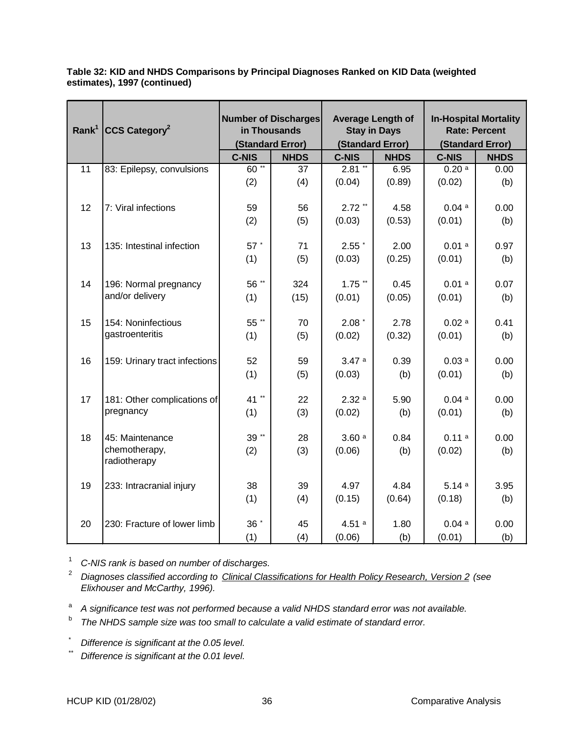**Table 32: KID and NHDS Comparisons by Principal Diagnoses Ranked on KID Data (weighted estimates), 1997 (continued)**

| Rank[1] | CCS Category[2] | Number of Discharges in Thousands (Standard Error) | | Average Length of Stay in Days (Standard Error) | | In-Hospital Mortality Rate: Percent (Standard Error) | |
|---|---|---|---|---|---|---|---|
| | | C-NIS | NHDS | C-NIS | NHDS | C-NIS | NHDS |
| 11 | 83: Epilepsy, convulsions | 60 ** | 37 | 2.81 ** | 6.95 | 0.20 a | 0.00 |
| | | (2) | (4) | (0.04) | (0.89) | (0.02) | (b) |
| 12 | 7: Viral infections | 59 | 56 | 2.72 ** | 4.58 | 0.04 a | 0.00 |
| | | (2) | (5) | (0.03) | (0.53) | (0.01) | (b) |
| 13 | 135: Intestinal infection | 57 * | 71 | 2.55 * | 2.00 | 0.01 a | 0.97 |
| | | (1) | (5) | (0.03) | (0.25) | (0.01) | (b) |
| 14 | 196: Normal pregnancy and/or delivery | 56 ** | 324 | 1.75 ** | 0.45 | 0.01 a | 0.07 |
| | | (1) | (15) | (0.01) | (0.05) | (0.01) | (b) |
| 15 | 154: Noninfectious gastroenteritis | 55 ** | 70 | 2.08 * | 2.78 | 0.02 a | 0.41 |
| | | (1) | (5) | (0.02) | (0.32) | (0.01) | (b) |
| 16 | 159: Urinary tract infections | 52 | 59 | 3.47 a | 0.39 | 0.03 a | 0.00 |
| | | (1) | (5) | (0.03) | (b) | (0.01) | (b) |
| 17 | 181: Other complications of pregnancy | 41 ** | 22 | 2.32 a | 5.90 | 0.04 a | 0.00 |
| | | (1) | (3) | (0.02) | (b) | (0.01) | (b) |
| 18 | 45: Maintenance chemotherapy, radiotherapy | 39 ** | 28 | 3.60 a | 0.84 | 0.11 a | 0.00 |
| | | (2) | (3) | (0.06) | (b) | (0.02) | (b) |
| 19 | 233: Intracranial injury | 38 | 39 | 4.97 | 4.84 | 5.14 a | 3.95 |
| | | (1) | (4) | (0.15) | (0.64) | (0.18) | (b) |
| 20 | 230: Fracture of lower limb | 36 * | 45 | 4.51 a | 1.80 | 0.04 a | 0.00 |
| | | (1) | (4) | (0.06) | (b) | (0.01) | (b) |

[1] *C-NIS rank is based on number of discharges.*

[2] *Diagnoses classified according to Clinical Classifications for Health Policy Research, Version 2 (see Elixhouser and McCarthy, 1996).*

[a] *A significance test was not performed because a valid NHDS standard error was not available.*

[b] *The NHDS sample size was too small to calculate a valid estimate of standard error.*

\* *Difference is significant at the 0.05 level.*

\*\* *Difference is significant at the 0.01 level.*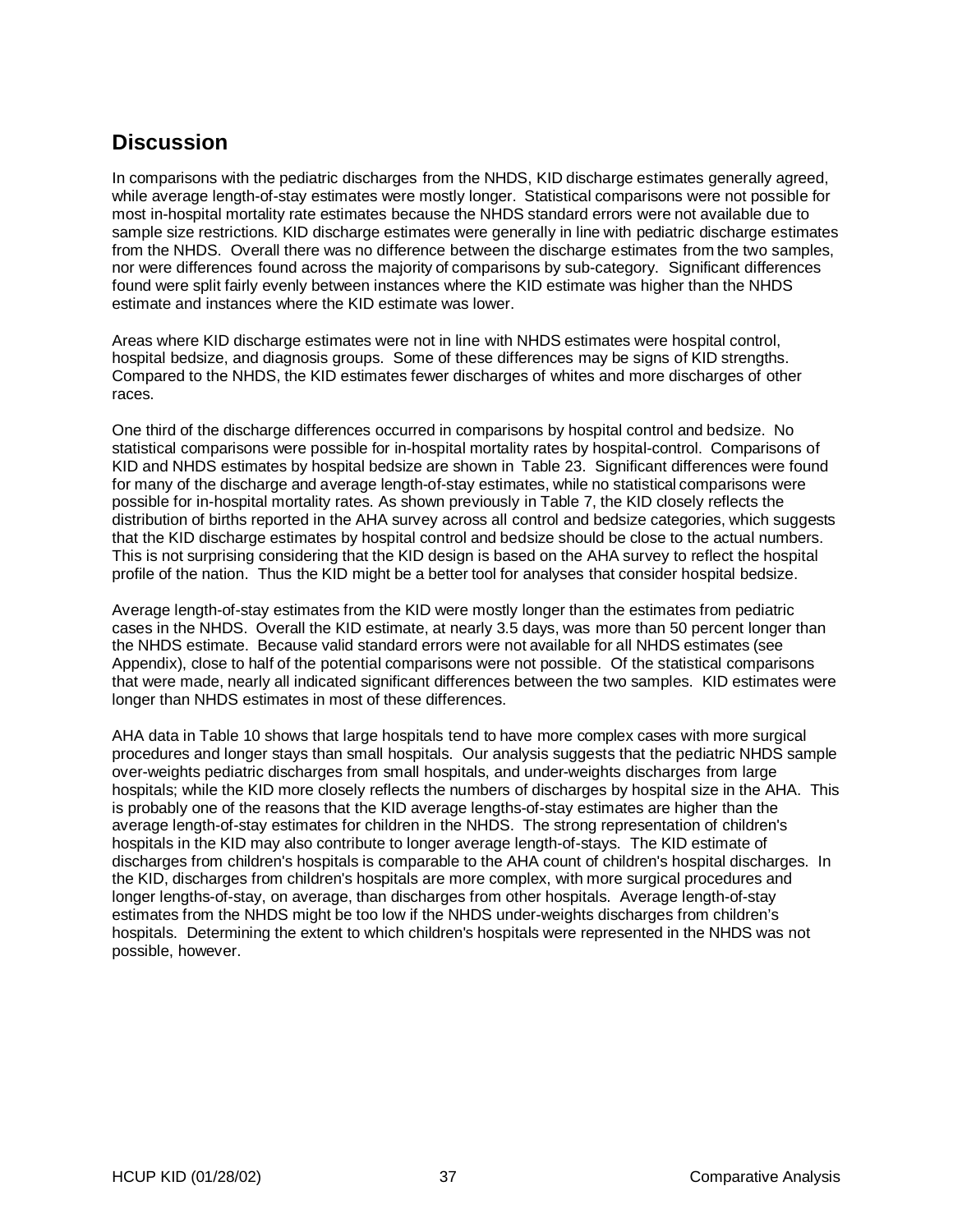## Discussion

In comparisons with the pediatric discharges from the NHDS, KID discharge estimates generally agreed, while average length-of-stay estimates were mostly longer. Statistical comparisons were not possible for most in-hospital mortality rate estimates because the NHDS standard errors were not available due to sample size restrictions. KID discharge estimates were generally in line with pediatric discharge estimates from the NHDS. Overall there was no difference between the discharge estimates from the two samples, nor were differences found across the majority of comparisons by sub-category. Significant differences found were split fairly evenly between instances where the KID estimate was higher than the NHDS estimate and instances where the KID estimate was lower.

Areas where KID discharge estimates were not in line with NHDS estimates were hospital control, hospital bedsize, and diagnosis groups. Some of these differences may be signs of KID strengths. Compared to the NHDS, the KID estimates fewer discharges of whites and more discharges of other races.

One third of the discharge differences occurred in comparisons by hospital control and bedsize. No statistical comparisons were possible for in-hospital mortality rates by hospital-control. Comparisons of KID and NHDS estimates by hospital bedsize are shown in Table 23. Significant differences were found for many of the discharge and average length-of-stay estimates, while no statistical comparisons were possible for in-hospital mortality rates. As shown previously in Table 7, the KID closely reflects the distribution of births reported in the AHA survey across all control and bedsize categories, which suggests that the KID discharge estimates by hospital control and bedsize should be close to the actual numbers. This is not surprising considering that the KID design is based on the AHA survey to reflect the hospital profile of the nation. Thus the KID might be a better tool for analyses that consider hospital bedsize.

Average length-of-stay estimates from the KID were mostly longer than the estimates from pediatric cases in the NHDS. Overall the KID estimate, at nearly 3.5 days, was more than 50 percent longer than the NHDS estimate. Because valid standard errors were not available for all NHDS estimates (see Appendix), close to half of the potential comparisons were not possible. Of the statistical comparisons that were made, nearly all indicated significant differences between the two samples. KID estimates were longer than NHDS estimates in most of these differences.

AHA data in Table 10 shows that large hospitals tend to have more complex cases with more surgical procedures and longer stays than small hospitals. Our analysis suggests that the pediatric NHDS sample over-weights pediatric discharges from small hospitals, and under-weights discharges from large hospitals; while the KID more closely reflects the numbers of discharges by hospital size in the AHA. This is probably one of the reasons that the KID average lengths-of-stay estimates are higher than the average length-of-stay estimates for children in the NHDS. The strong representation of children's hospitals in the KID may also contribute to longer average length-of-stays. The KID estimate of discharges from children's hospitals is comparable to the AHA count of children's hospital discharges. In the KID, discharges from children's hospitals are more complex, with more surgical procedures and longer lengths-of-stay, on average, than discharges from other hospitals. Average length-of-stay estimates from the NHDS might be too low if the NHDS under-weights discharges from children's hospitals. Determining the extent to which children's hospitals were represented in the NHDS was not possible, however.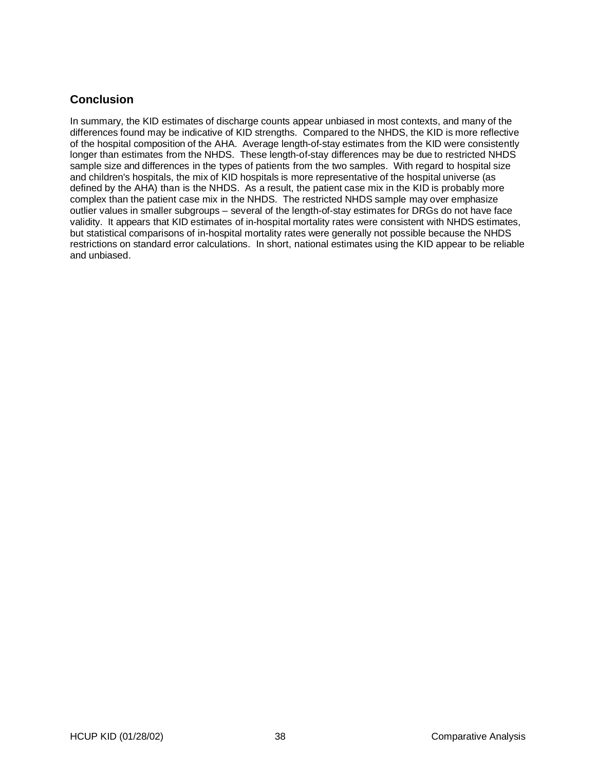## Conclusion

In summary, the KID estimates of discharge counts appear unbiased in most contexts, and many of the differences found may be indicative of KID strengths. Compared to the NHDS, the KID is more reflective of the hospital composition of the AHA. Average length-of-stay estimates from the KID were consistently longer than estimates from the NHDS. These length-of-stay differences may be due to restricted NHDS sample size and differences in the types of patients from the two samples. With regard to hospital size and children's hospitals, the mix of KID hospitals is more representative of the hospital universe (as defined by the AHA) than is the NHDS. As a result, the patient case mix in the KID is probably more complex than the patient case mix in the NHDS. The restricted NHDS sample may over emphasize outlier values in smaller subgroups – several of the length-of-stay estimates for DRGs do not have face validity. It appears that KID estimates of in-hospital mortality rates were consistent with NHDS estimates, but statistical comparisons of in-hospital mortality rates were generally not possible because the NHDS restrictions on standard error calculations. In short, national estimates using the KID appear to be reliable and unbiased.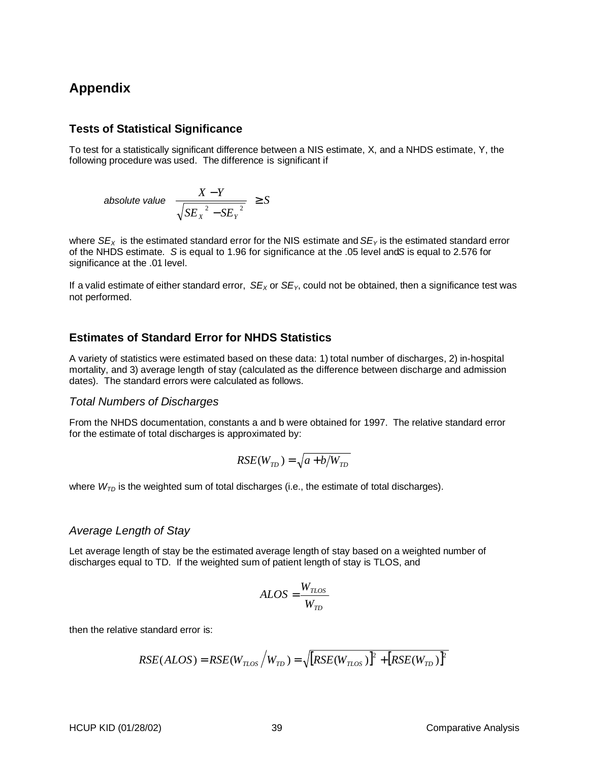## Appendix

### Tests of Statistical Significance

To test for a statistically significant difference between a NIS estimate, X, and a NHDS estimate, Y, the following procedure was used. The difference is significant if

$$\textit{absolute value} \quad \frac{X - Y}{\sqrt{SE_X{}^2 - SE_Y{}^2}} \geq S$$

where $SE_X$ is the estimated standard error for the NIS estimate and $SE_Y$ is the estimated standard error of the NHDS estimate. *S* is equal to 1.96 for significance at the .05 level and *S* is equal to 2.576 for significance at the .01 level.

If a valid estimate of either standard error, $SE_X$ or $SE_Y$, could not be obtained, then a significance test was not performed.

### Estimates of Standard Error for NHDS Statistics

A variety of statistics were estimated based on these data: 1) total number of discharges, 2) in-hospital mortality, and 3) average length of stay (calculated as the difference between discharge and admission dates). The standard errors were calculated as follows.

#### *Total Numbers of Discharges*

From the NHDS documentation, constants a and b were obtained for 1997. The relative standard error for the estimate of total discharges is approximated by:

$$RSE(W_{TD}) = \sqrt{a + b/W_{TD}}$$

where $W_{TD}$ is the weighted sum of total discharges (i.e., the estimate of total discharges).

#### *Average Length of Stay*

Let average length of stay be the estimated average length of stay based on a weighted number of discharges equal to TD. If the weighted sum of patient length of stay is TLOS, and

$$ALOS = \frac{W_{TLOS}}{W_{TD}}$$

then the relative standard error is:

$$RSE(ALOS) = RSE(W_{TLOS} / W_{TD}) = \sqrt{[RSE(W_{TLOS})]^2 + [RSE(W_{TD})]^2}$$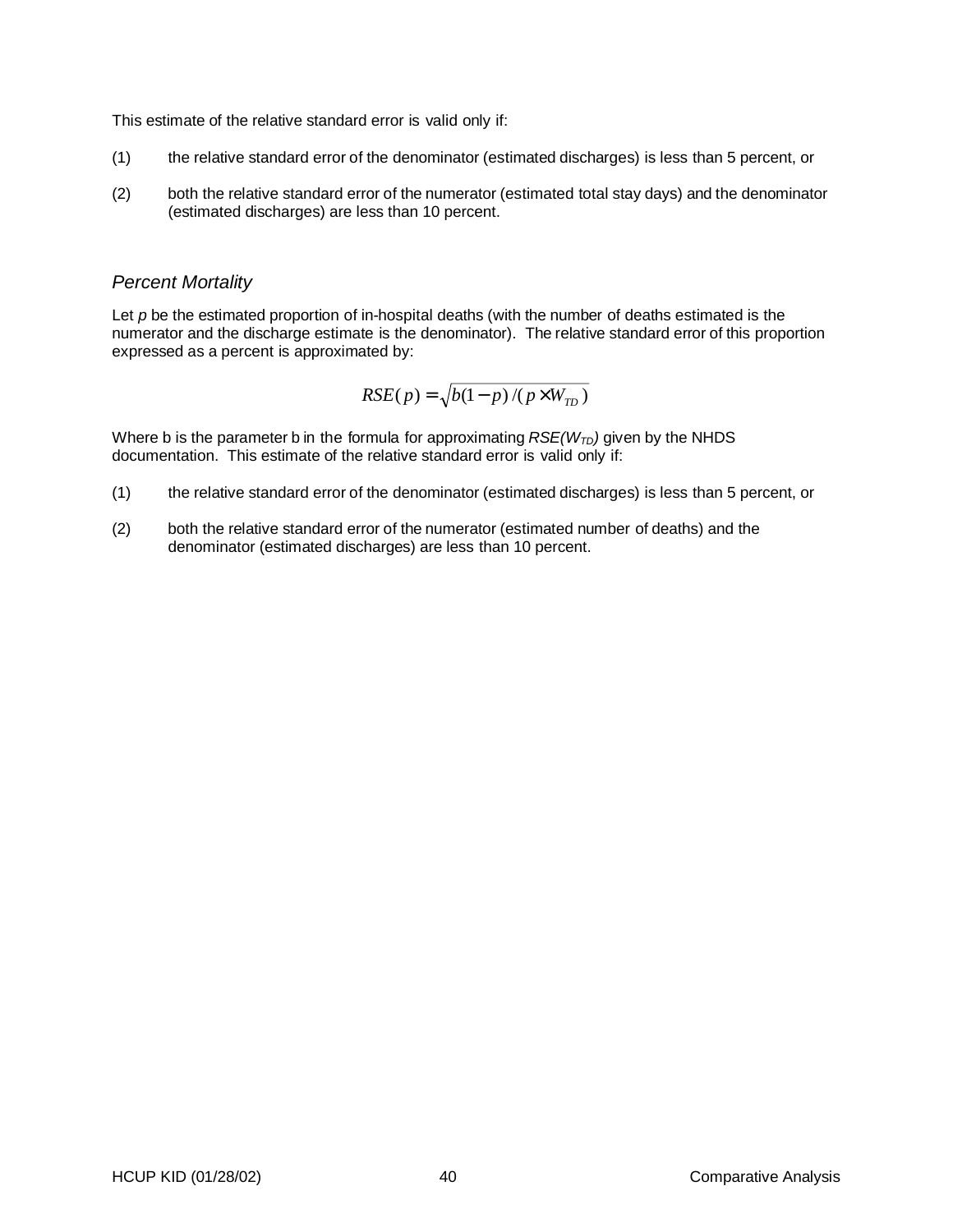This estimate of the relative standard error is valid only if:

(1) the relative standard error of the denominator (estimated discharges) is less than 5 percent, or

(2) both the relative standard error of the numerator (estimated total stay days) and the denominator (estimated discharges) are less than 10 percent.

### *Percent Mortality*

Let $p$ be the estimated proportion of in-hospital deaths (with the number of deaths estimated is the numerator and the discharge estimate is the denominator). The relative standard error of this proportion expressed as a percent is approximated by:

$$RSE(p) = \sqrt{b(1-p)/(p \times W_{TD})}$$

Where b is the parameter b in the formula for approximating $RSE(W_{TD})$ given by the NHDS documentation. This estimate of the relative standard error is valid only if:

(1) the relative standard error of the denominator (estimated discharges) is less than 5 percent, or

(2) both the relative standard error of the numerator (estimated number of deaths) and the denominator (estimated discharges) are less than 10 percent.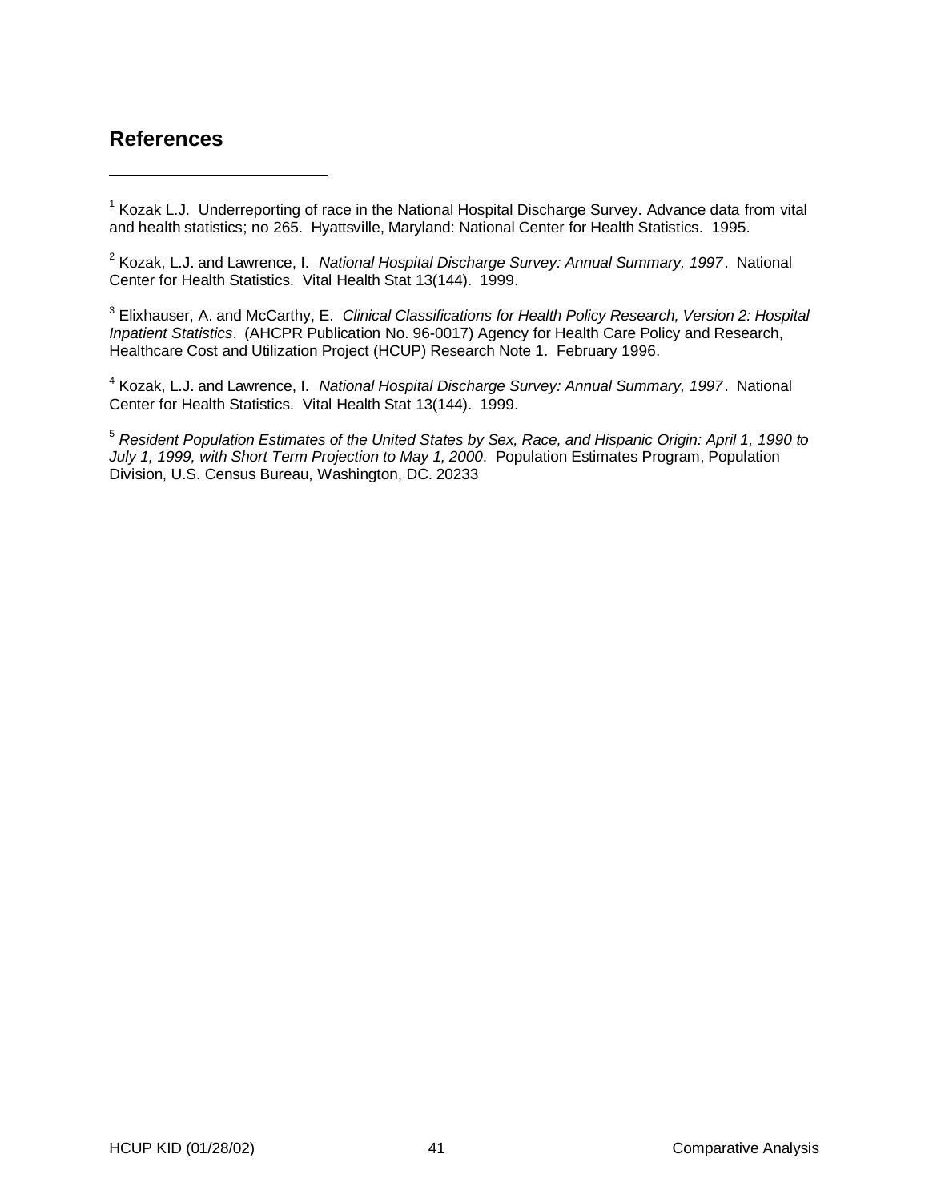## References

---

[1] Kozak L.J. Underreporting of race in the National Hospital Discharge Survey. Advance data from vital and health statistics; no 265. Hyattsville, Maryland: National Center for Health Statistics. 1995.

[2] Kozak, L.J. and Lawrence, I. *National Hospital Discharge Survey: Annual Summary, 1997*. National Center for Health Statistics. Vital Health Stat 13(144). 1999.

[3] Elixhauser, A. and McCarthy, E. *Clinical Classifications for Health Policy Research, Version 2: Hospital Inpatient Statistics*. (AHCPR Publication No. 96-0017) Agency for Health Care Policy and Research, Healthcare Cost and Utilization Project (HCUP) Research Note 1. February 1996.

[4] Kozak, L.J. and Lawrence, I. *National Hospital Discharge Survey: Annual Summary, 1997*. National Center for Health Statistics. Vital Health Stat 13(144). 1999.

[5] *Resident Population Estimates of the United States by Sex, Race, and Hispanic Origin: April 1, 1990 to July 1, 1999, with Short Term Projection to May 1, 2000*. Population Estimates Program, Population Division, U.S. Census Bureau, Washington, DC. 20233